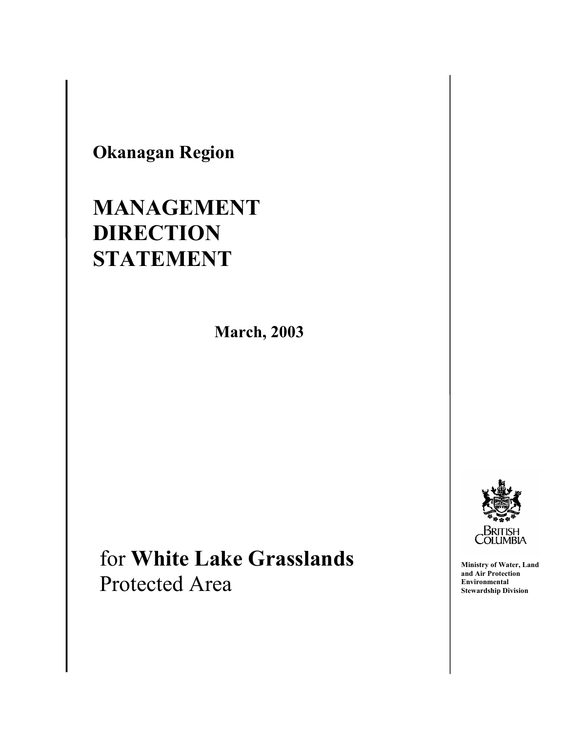**Okanagan Region**

# MANAGEMENT DIRECTION STATEMENT

**March, 2003**

for **White Lake Grasslands** Protected Area

BRITISH COLUMBIA

**Ministry of Water, Land and Air Protection Environmental Stewardship Division**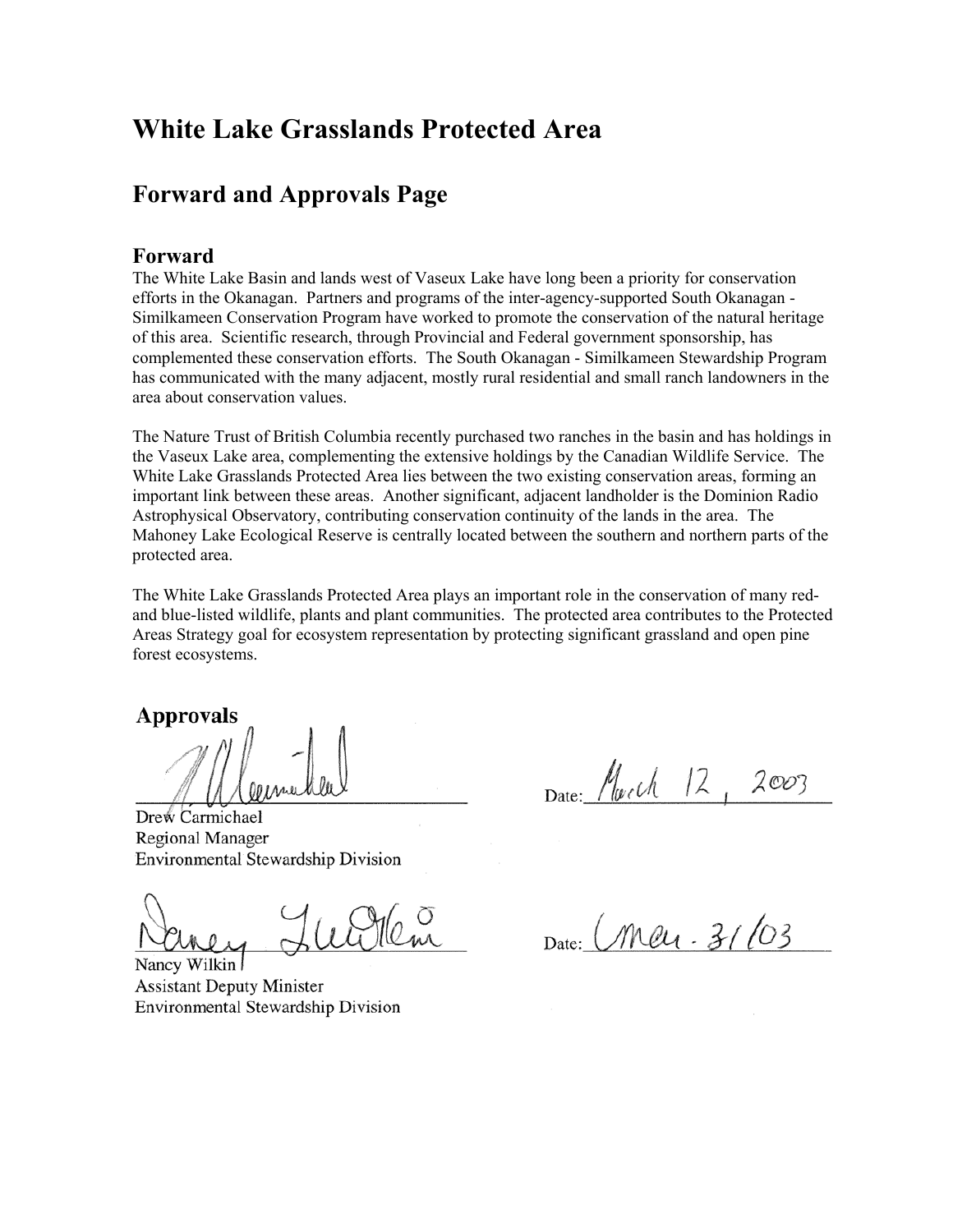# White Lake Grasslands Protected Area

## Forward and Approvals Page

### Forward

The White Lake Basin and lands west of Vaseux Lake have long been a priority for conservation efforts in the Okanagan. Partners and programs of the inter-agency-supported South Okanagan - Similkameen Conservation Program have worked to promote the conservation of the natural heritage of this area. Scientific research, through Provincial and Federal government sponsorship, has complemented these conservation efforts. The South Okanagan - Similkameen Stewardship Program has communicated with the many adjacent, mostly rural residential and small ranch landowners in the area about conservation values.

The Nature Trust of British Columbia recently purchased two ranches in the basin and has holdings in the Vaseux Lake area, complementing the extensive holdings by the Canadian Wildlife Service. The White Lake Grasslands Protected Area lies between the two existing conservation areas, forming an important link between these areas. Another significant, adjacent landholder is the Dominion Radio Astrophysical Observatory, contributing conservation continuity of the lands in the area. The Mahoney Lake Ecological Reserve is centrally located between the southern and northern parts of the protected area.

The White Lake Grasslands Protected Area plays an important role in the conservation of many red- and blue-listed wildlife, plants and plant communities. The protected area contributes to the Protected Areas Strategy goal for ecosystem representation by protecting significant grassland and open pine forest ecosystems.

### Approvals

Drew Carmichael
Regional Manager
Environmental Stewardship Division

Date: March 12, 2003

Nancy Wilkin
Assistant Deputy Minister
Environmental Stewardship Division

Date: Mar. 31/03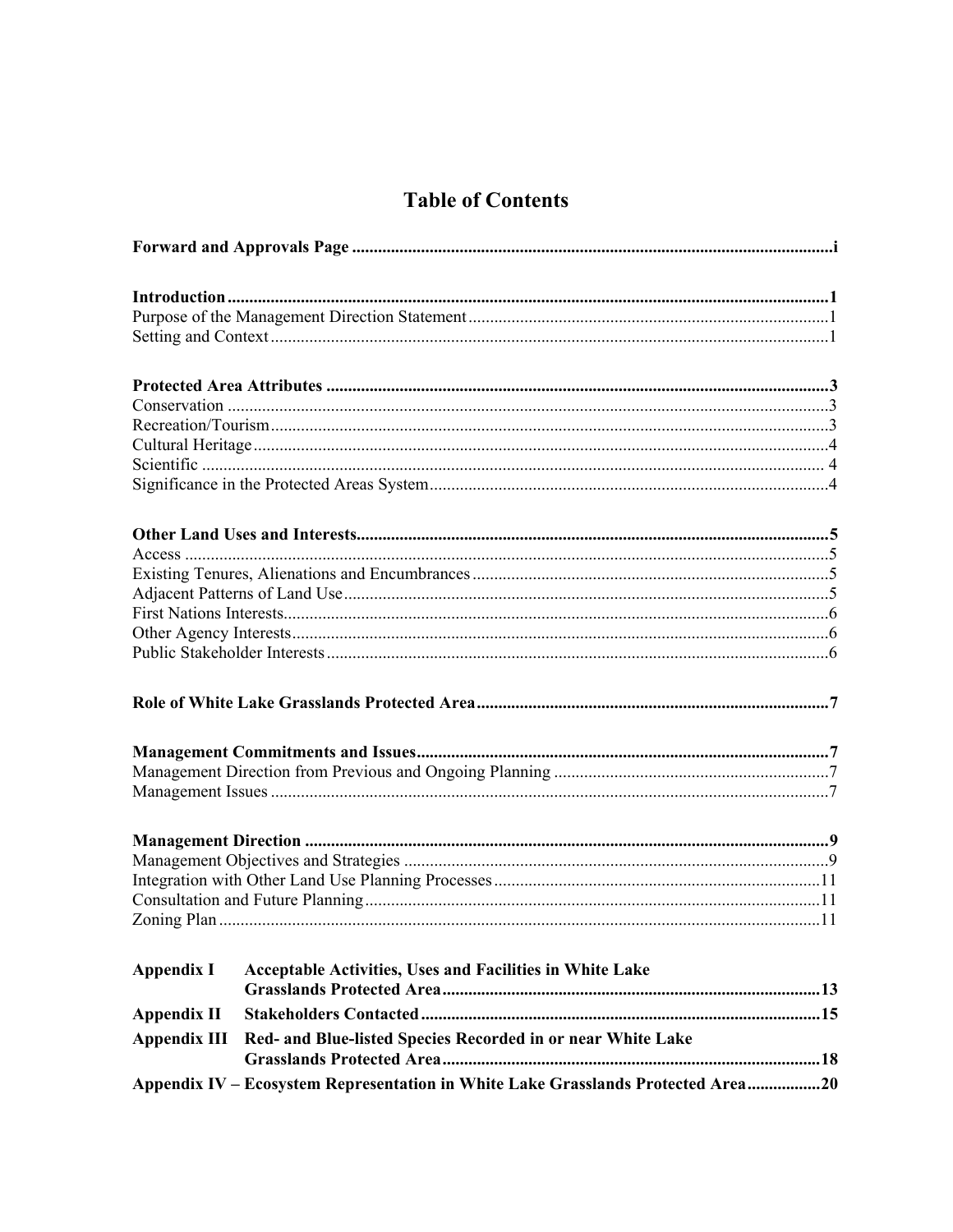# Table of Contents

**Forward and Approvals Page** ............................................................................................................... i

**Introduction** ........................................................................................................................................ 1
Purpose of the Management Direction Statement ..................................................................................... 1
Setting and Context ................................................................................................................................... 1

**Protected Area Attributes** ................................................................................................................... 3
Conservation ............................................................................................................................................ 3
Recreation/Tourism .................................................................................................................................. 3
Cultural Heritage ...................................................................................................................................... 4
Scientific .................................................................................................................................................. 4
Significance in the Protected Areas System ............................................................................................. 4

**Other Land Uses and Interests** ........................................................................................................... 5
Access ...................................................................................................................................................... 5
Existing Tenures, Alienations and Encumbrances ................................................................................... 5
Adjacent Patterns of Land Use ................................................................................................................. 5
First Nations Interests ............................................................................................................................... 6
Other Agency Interests ............................................................................................................................. 6
Public Stakeholder Interests ..................................................................................................................... 6

**Role of White Lake Grasslands Protected Area** ................................................................................ 7

**Management Commitments and Issues** .............................................................................................. 7
Management Direction from Previous and Ongoing Planning ................................................................. 7
Management Issues .................................................................................................................................. 7

**Management Direction** ...................................................................................................................... 9
Management Objectives and Strategies ................................................................................................... 9
Integration with Other Land Use Planning Processes ............................................................................. 11
Consultation and Future Planning .......................................................................................................... 11
Zoning Plan ............................................................................................................................................ 11

**Appendix I** **Acceptable Activities, Uses and Facilities in White Lake Grasslands Protected Area** ........................................................................................ 13

**Appendix II** **Stakeholders Contacted** ............................................................................................ 15

**Appendix III** **Red- and Blue-listed Species Recorded in or near White Lake Grasslands Protected Area** ........................................................................................ 18

**Appendix IV – Ecosystem Representation in White Lake Grasslands Protected Area** ................. 20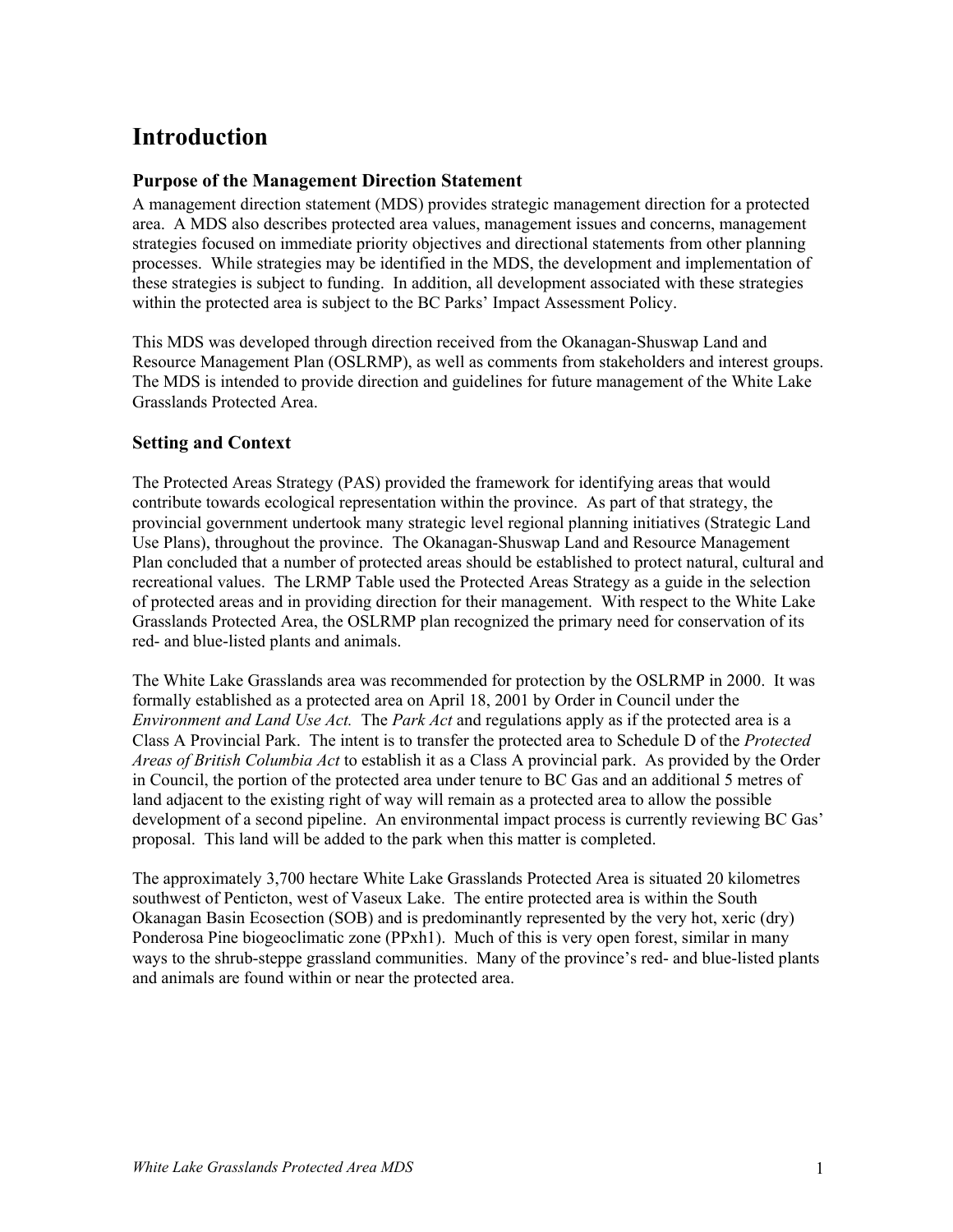# Introduction

## Purpose of the Management Direction Statement

A management direction statement (MDS) provides strategic management direction for a protected area. A MDS also describes protected area values, management issues and concerns, management strategies focused on immediate priority objectives and directional statements from other planning processes. While strategies may be identified in the MDS, the development and implementation of these strategies is subject to funding. In addition, all development associated with these strategies within the protected area is subject to the BC Parks' Impact Assessment Policy.

This MDS was developed through direction received from the Okanagan-Shuswap Land and Resource Management Plan (OSLRMP), as well as comments from stakeholders and interest groups. The MDS is intended to provide direction and guidelines for future management of the White Lake Grasslands Protected Area.

## Setting and Context

The Protected Areas Strategy (PAS) provided the framework for identifying areas that would contribute towards ecological representation within the province. As part of that strategy, the provincial government undertook many strategic level regional planning initiatives (Strategic Land Use Plans), throughout the province. The Okanagan-Shuswap Land and Resource Management Plan concluded that a number of protected areas should be established to protect natural, cultural and recreational values. The LRMP Table used the Protected Areas Strategy as a guide in the selection of protected areas and in providing direction for their management. With respect to the White Lake Grasslands Protected Area, the OSLRMP plan recognized the primary need for conservation of its red- and blue-listed plants and animals.

The White Lake Grasslands area was recommended for protection by the OSLRMP in 2000. It was formally established as a protected area on April 18, 2001 by Order in Council under the *Environment and Land Use Act.* The *Park Act* and regulations apply as if the protected area is a Class A Provincial Park. The intent is to transfer the protected area to Schedule D of the *Protected Areas of British Columbia Act* to establish it as a Class A provincial park. As provided by the Order in Council, the portion of the protected area under tenure to BC Gas and an additional 5 metres of land adjacent to the existing right of way will remain as a protected area to allow the possible development of a second pipeline. An environmental impact process is currently reviewing BC Gas' proposal. This land will be added to the park when this matter is completed.

The approximately 3,700 hectare White Lake Grasslands Protected Area is situated 20 kilometres southwest of Penticton, west of Vaseux Lake. The entire protected area is within the South Okanagan Basin Ecosection (SOB) and is predominantly represented by the very hot, xeric (dry) Ponderosa Pine biogeoclimatic zone (PPxh1). Much of this is very open forest, similar in many ways to the shrub-steppe grassland communities. Many of the province's red- and blue-listed plants and animals are found within or near the protected area.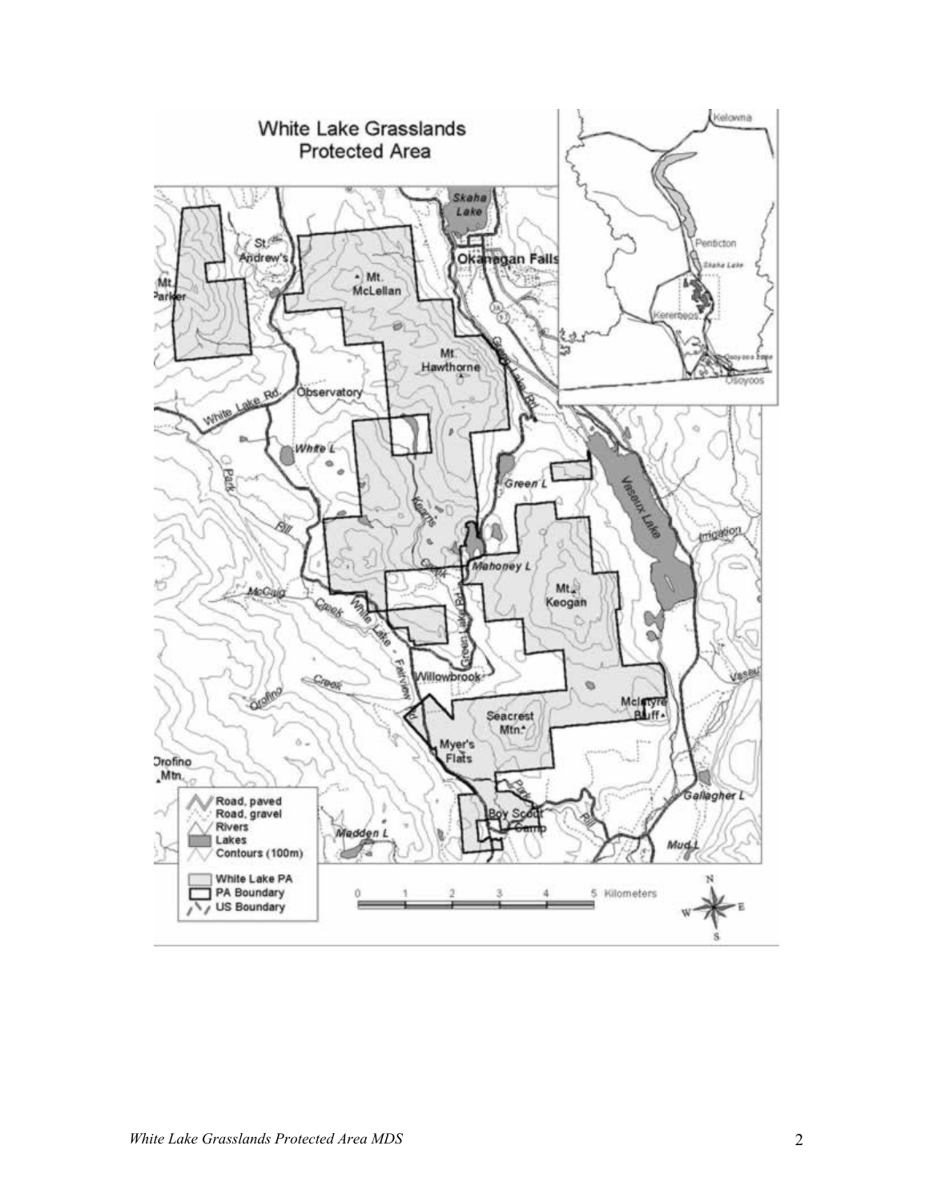# White Lake Grasslands Protected Area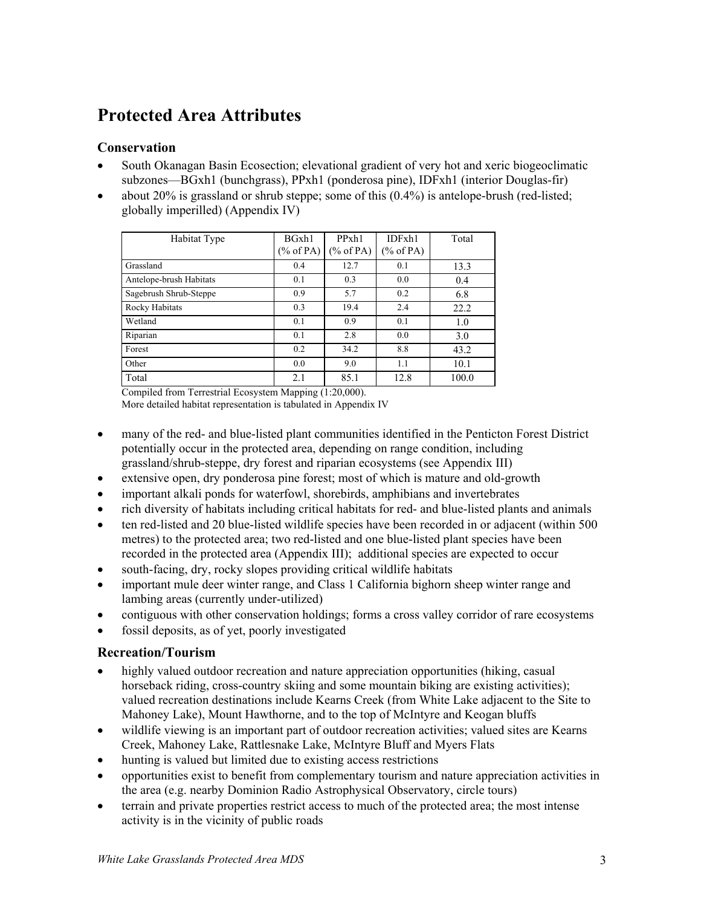## Protected Area Attributes

### Conservation

- South Okanagan Basin Ecosection; elevational gradient of very hot and xeric biogeoclimatic subzones—BGxh1 (bunchgrass), PPxh1 (ponderosa pine), IDFxh1 (interior Douglas-fir)
- about 20% is grassland or shrub steppe; some of this (0.4%) is antelope-brush (red-listed; globally imperilled) (Appendix IV)

| Habitat Type | BGxh1 (% of PA) | PPxh1 (% of PA) | IDFxh1 (% of PA) | Total |
|---|---|---|---|---|
| Grassland | 0.4 | 12.7 | 0.1 | 13.3 |
| Antelope-brush Habitats | 0.1 | 0.3 | 0.0 | 0.4 |
| Sagebrush Shrub-Steppe | 0.9 | 5.7 | 0.2 | 6.8 |
| Rocky Habitats | 0.3 | 19.4 | 2.4 | 22.2 |
| Wetland | 0.1 | 0.9 | 0.1 | 1.0 |
| Riparian | 0.1 | 2.8 | 0.0 | 3.0 |
| Forest | 0.2 | 34.2 | 8.8 | 43.2 |
| Other | 0.0 | 9.0 | 1.1 | 10.1 |
| Total | 2.1 | 85.1 | 12.8 | 100.0 |

Compiled from Terrestrial Ecosystem Mapping (1:20,000).
More detailed habitat representation is tabulated in Appendix IV

- many of the red- and blue-listed plant communities identified in the Penticton Forest District potentially occur in the protected area, depending on range condition, including grassland/shrub-steppe, dry forest and riparian ecosystems (see Appendix III)
- extensive open, dry ponderosa pine forest; most of which is mature and old-growth
- important alkali ponds for waterfowl, shorebirds, amphibians and invertebrates
- rich diversity of habitats including critical habitats for red- and blue-listed plants and animals
- ten red-listed and 20 blue-listed wildlife species have been recorded in or adjacent (within 500 metres) to the protected area; two red-listed and one blue-listed plant species have been recorded in the protected area (Appendix III); additional species are expected to occur
- south-facing, dry, rocky slopes providing critical wildlife habitats
- important mule deer winter range, and Class 1 California bighorn sheep winter range and lambing areas (currently under-utilized)
- contiguous with other conservation holdings; forms a cross valley corridor of rare ecosystems
- fossil deposits, as of yet, poorly investigated

### Recreation/Tourism

- highly valued outdoor recreation and nature appreciation opportunities (hiking, casual horseback riding, cross-country skiing and some mountain biking are existing activities); valued recreation destinations include Kearns Creek (from White Lake adjacent to the Site to Mahoney Lake), Mount Hawthorne, and to the top of McIntyre and Keogan bluffs
- wildlife viewing is an important part of outdoor recreation activities; valued sites are Kearns Creek, Mahoney Lake, Rattlesnake Lake, McIntyre Bluff and Myers Flats
- hunting is valued but limited due to existing access restrictions
- opportunities exist to benefit from complementary tourism and nature appreciation activities in the area (e.g. nearby Dominion Radio Astrophysical Observatory, circle tours)
- terrain and private properties restrict access to much of the protected area; the most intense activity is in the vicinity of public roads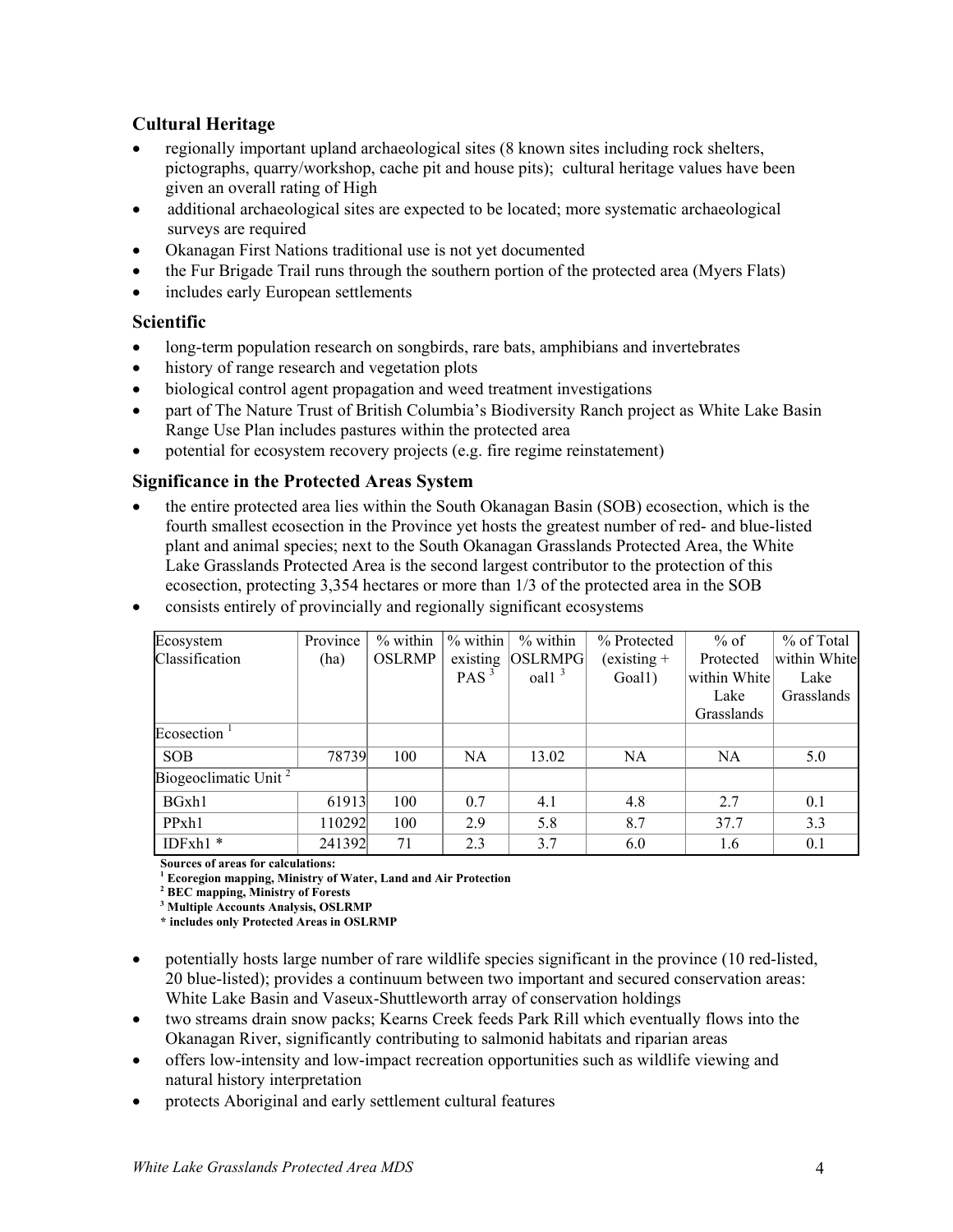### Cultural Heritage

- regionally important upland archaeological sites (8 known sites including rock shelters, pictographs, quarry/workshop, cache pit and house pits); cultural heritage values have been given an overall rating of High
- additional archaeological sites are expected to be located; more systematic archaeological surveys are required
- Okanagan First Nations traditional use is not yet documented
- the Fur Brigade Trail runs through the southern portion of the protected area (Myers Flats)
- includes early European settlements

### Scientific

- long-term population research on songbirds, rare bats, amphibians and invertebrates
- history of range research and vegetation plots
- biological control agent propagation and weed treatment investigations
- part of The Nature Trust of British Columbia's Biodiversity Ranch project as White Lake Basin Range Use Plan includes pastures within the protected area
- potential for ecosystem recovery projects (e.g. fire regime reinstatement)

### Significance in the Protected Areas System

- the entire protected area lies within the South Okanagan Basin (SOB) ecosection, which is the fourth smallest ecosection in the Province yet hosts the greatest number of red- and blue-listed plant and animal species; next to the South Okanagan Grasslands Protected Area, the White Lake Grasslands Protected Area is the second largest contributor to the protection of this ecosection, protecting 3,354 hectares or more than 1/3 of the protected area in the SOB
- consists entirely of provincially and regionally significant ecosystems

| Ecosystem Classification | Province (ha) | % within OSLRMP | % within existing PAS [3] | % within OSLRMPGoal1 [3] | % Protected (existing + Goal1) | % of Protected within White Lake Grasslands | % of Total within White Lake Grasslands |
|---|---|---|---|---|---|---|---|
| Ecosection [1] | | | | | | | |
| SOB | 78739 | 100 | NA | 13.02 | NA | NA | 5.0 |
| Biogeoclimatic Unit [2] | | | | | | | |
| BGxh1 | 61913 | 100 | 0.7 | 4.1 | 4.8 | 2.7 | 0.1 |
| PPxh1 | 110292 | 100 | 2.9 | 5.8 | 8.7 | 37.7 | 3.3 |
| IDFxh1 * | 241392 | 71 | 2.3 | 3.7 | 6.0 | 1.6 | 0.1 |

**Sources of areas for calculations:**
**[1] Ecoregion mapping, Ministry of Water, Land and Air Protection**
**[2] BEC mapping, Ministry of Forests**
**[3] Multiple Accounts Analysis, OSLRMP**
**\* includes only Protected Areas in OSLRMP**

- potentially hosts large number of rare wildlife species significant in the province (10 red-listed, 20 blue-listed); provides a continuum between two important and secured conservation areas: White Lake Basin and Vaseux-Shuttleworth array of conservation holdings
- two streams drain snow packs; Kearns Creek feeds Park Rill which eventually flows into the Okanagan River, significantly contributing to salmonid habitats and riparian areas
- offers low-intensity and low-impact recreation opportunities such as wildlife viewing and natural history interpretation
- protects Aboriginal and early settlement cultural features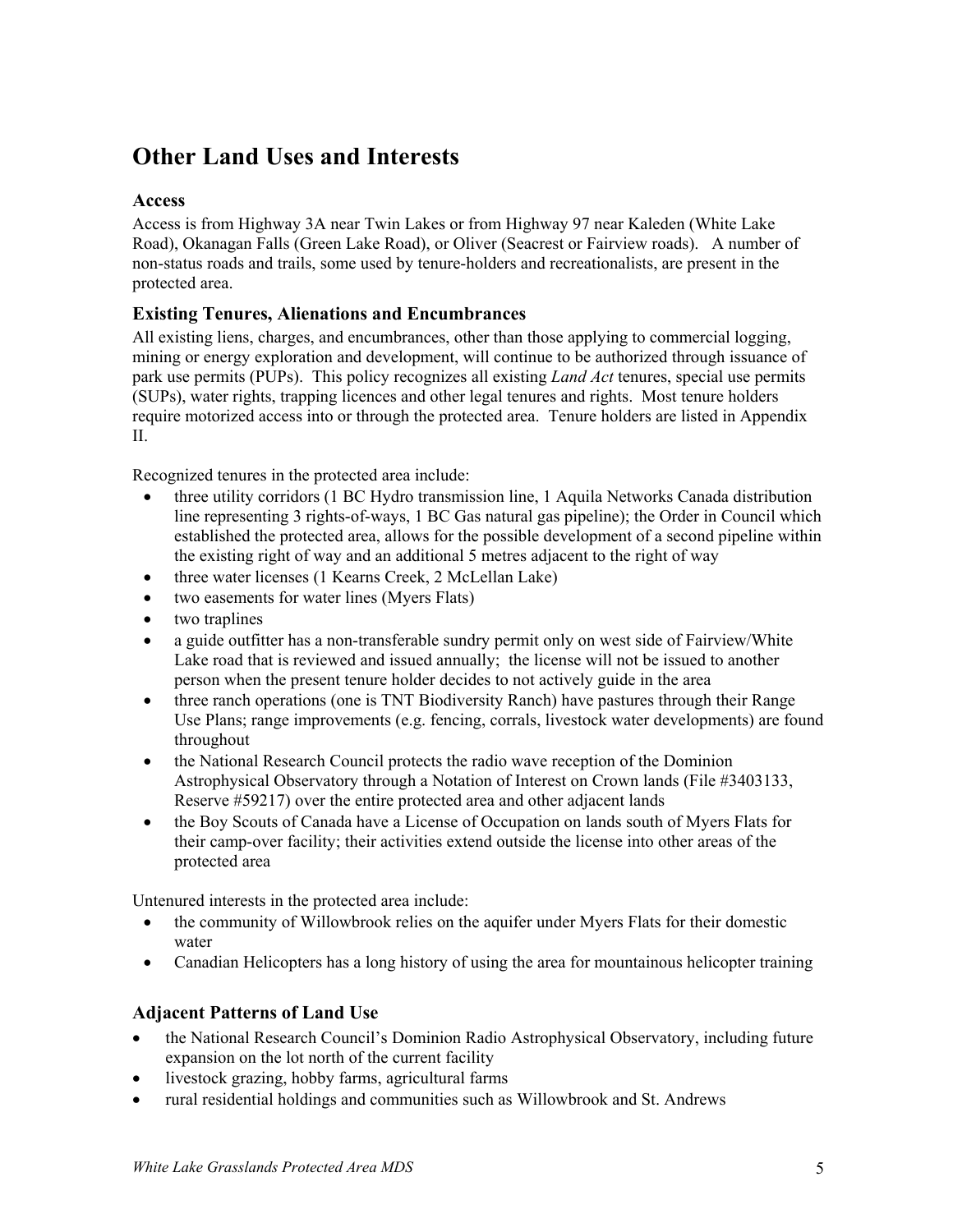## Other Land Uses and Interests

### Access

Access is from Highway 3A near Twin Lakes or from Highway 97 near Kaleden (White Lake Road), Okanagan Falls (Green Lake Road), or Oliver (Seacrest or Fairview roads). A number of non-status roads and trails, some used by tenure-holders and recreationalists, are present in the protected area.

### Existing Tenures, Alienations and Encumbrances

All existing liens, charges, and encumbrances, other than those applying to commercial logging, mining or energy exploration and development, will continue to be authorized through issuance of park use permits (PUPs). This policy recognizes all existing *Land Act* tenures, special use permits (SUPs), water rights, trapping licences and other legal tenures and rights. Most tenure holders require motorized access into or through the protected area. Tenure holders are listed in Appendix II.

Recognized tenures in the protected area include:

- three utility corridors (1 BC Hydro transmission line, 1 Aquila Networks Canada distribution line representing 3 rights-of-ways, 1 BC Gas natural gas pipeline); the Order in Council which established the protected area, allows for the possible development of a second pipeline within the existing right of way and an additional 5 metres adjacent to the right of way
- three water licenses (1 Kearns Creek, 2 McLellan Lake)
- two easements for water lines (Myers Flats)
- two traplines
- a guide outfitter has a non-transferable sundry permit only on west side of Fairview/White Lake road that is reviewed and issued annually; the license will not be issued to another person when the present tenure holder decides to not actively guide in the area
- three ranch operations (one is TNT Biodiversity Ranch) have pastures through their Range Use Plans; range improvements (e.g. fencing, corrals, livestock water developments) are found throughout
- the National Research Council protects the radio wave reception of the Dominion Astrophysical Observatory through a Notation of Interest on Crown lands (File #3403133, Reserve #59217) over the entire protected area and other adjacent lands
- the Boy Scouts of Canada have a License of Occupation on lands south of Myers Flats for their camp-over facility; their activities extend outside the license into other areas of the protected area

Untenured interests in the protected area include:

- the community of Willowbrook relies on the aquifer under Myers Flats for their domestic water
- Canadian Helicopters has a long history of using the area for mountainous helicopter training

### Adjacent Patterns of Land Use

- the National Research Council's Dominion Radio Astrophysical Observatory, including future expansion on the lot north of the current facility
- livestock grazing, hobby farms, agricultural farms
- rural residential holdings and communities such as Willowbrook and St. Andrews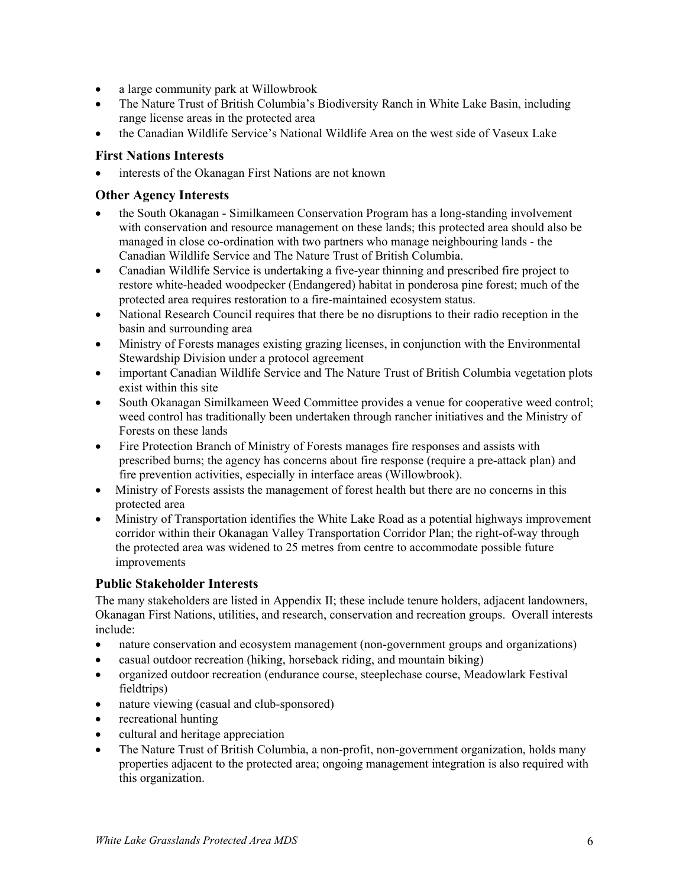- a large community park at Willowbrook
- The Nature Trust of British Columbia's Biodiversity Ranch in White Lake Basin, including range license areas in the protected area
- the Canadian Wildlife Service's National Wildlife Area on the west side of Vaseux Lake

### First Nations Interests

- interests of the Okanagan First Nations are not known

### Other Agency Interests

- the South Okanagan - Similkameen Conservation Program has a long-standing involvement with conservation and resource management on these lands; this protected area should also be managed in close co-ordination with two partners who manage neighbouring lands - the Canadian Wildlife Service and The Nature Trust of British Columbia.
- Canadian Wildlife Service is undertaking a five-year thinning and prescribed fire project to restore white-headed woodpecker (Endangered) habitat in ponderosa pine forest; much of the protected area requires restoration to a fire-maintained ecosystem status.
- National Research Council requires that there be no disruptions to their radio reception in the basin and surrounding area
- Ministry of Forests manages existing grazing licenses, in conjunction with the Environmental Stewardship Division under a protocol agreement
- important Canadian Wildlife Service and The Nature Trust of British Columbia vegetation plots exist within this site
- South Okanagan Similkameen Weed Committee provides a venue for cooperative weed control; weed control has traditionally been undertaken through rancher initiatives and the Ministry of Forests on these lands
- Fire Protection Branch of Ministry of Forests manages fire responses and assists with prescribed burns; the agency has concerns about fire response (require a pre-attack plan) and fire prevention activities, especially in interface areas (Willowbrook).
- Ministry of Forests assists the management of forest health but there are no concerns in this protected area
- Ministry of Transportation identifies the White Lake Road as a potential highways improvement corridor within their Okanagan Valley Transportation Corridor Plan; the right-of-way through the protected area was widened to 25 metres from centre to accommodate possible future improvements

### Public Stakeholder Interests

The many stakeholders are listed in Appendix II; these include tenure holders, adjacent landowners, Okanagan First Nations, utilities, and research, conservation and recreation groups. Overall interests include:

- nature conservation and ecosystem management (non-government groups and organizations)
- casual outdoor recreation (hiking, horseback riding, and mountain biking)
- organized outdoor recreation (endurance course, steeplechase course, Meadowlark Festival fieldtrips)
- nature viewing (casual and club-sponsored)
- recreational hunting
- cultural and heritage appreciation
- The Nature Trust of British Columbia, a non-profit, non-government organization, holds many properties adjacent to the protected area; ongoing management integration is also required with this organization.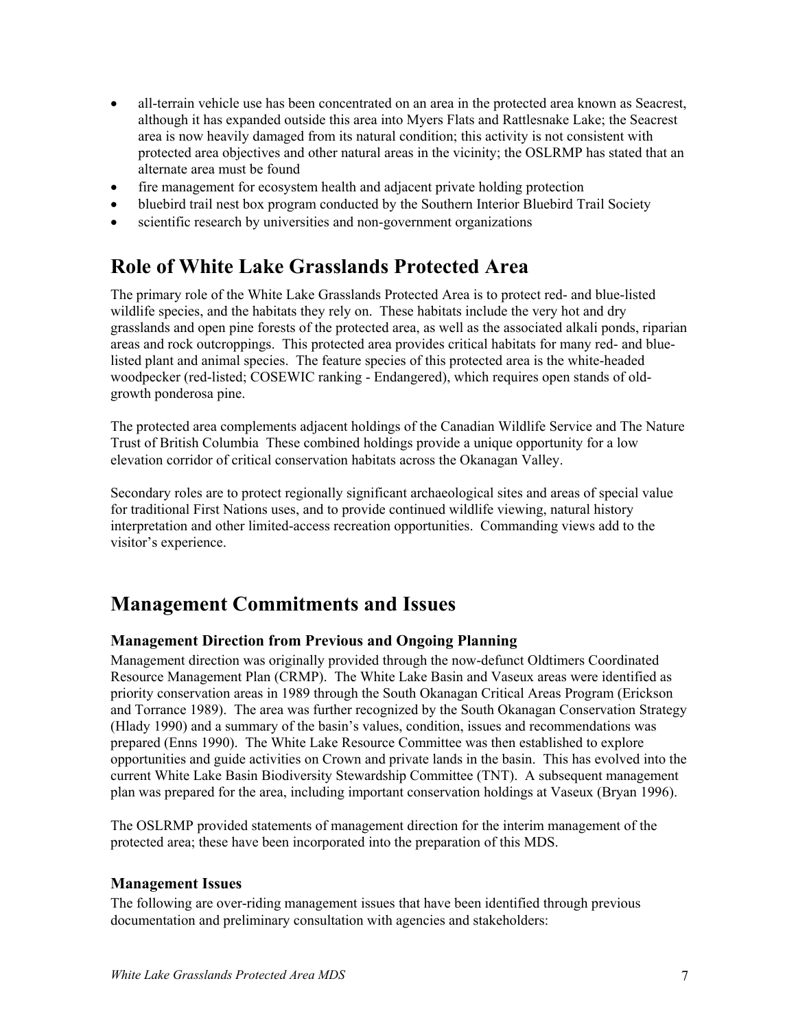- all-terrain vehicle use has been concentrated on an area in the protected area known as Seacrest, although it has expanded outside this area into Myers Flats and Rattlesnake Lake; the Seacrest area is now heavily damaged from its natural condition; this activity is not consistent with protected area objectives and other natural areas in the vicinity; the OSLRMP has stated that an alternate area must be found
- fire management for ecosystem health and adjacent private holding protection
- bluebird trail nest box program conducted by the Southern Interior Bluebird Trail Society
- scientific research by universities and non-government organizations

## Role of White Lake Grasslands Protected Area

The primary role of the White Lake Grasslands Protected Area is to protect red- and blue-listed wildlife species, and the habitats they rely on. These habitats include the very hot and dry grasslands and open pine forests of the protected area, as well as the associated alkali ponds, riparian areas and rock outcroppings. This protected area provides critical habitats for many red- and blue-listed plant and animal species. The feature species of this protected area is the white-headed woodpecker (red-listed; COSEWIC ranking - Endangered), which requires open stands of old-growth ponderosa pine.

The protected area complements adjacent holdings of the Canadian Wildlife Service and The Nature Trust of British Columbia These combined holdings provide a unique opportunity for a low elevation corridor of critical conservation habitats across the Okanagan Valley.

Secondary roles are to protect regionally significant archaeological sites and areas of special value for traditional First Nations uses, and to provide continued wildlife viewing, natural history interpretation and other limited-access recreation opportunities. Commanding views add to the visitor's experience.

## Management Commitments and Issues

### Management Direction from Previous and Ongoing Planning

Management direction was originally provided through the now-defunct Oldtimers Coordinated Resource Management Plan (CRMP). The White Lake Basin and Vaseux areas were identified as priority conservation areas in 1989 through the South Okanagan Critical Areas Program (Erickson and Torrance 1989). The area was further recognized by the South Okanagan Conservation Strategy (Hlady 1990) and a summary of the basin's values, condition, issues and recommendations was prepared (Enns 1990). The White Lake Resource Committee was then established to explore opportunities and guide activities on Crown and private lands in the basin. This has evolved into the current White Lake Basin Biodiversity Stewardship Committee (TNT). A subsequent management plan was prepared for the area, including important conservation holdings at Vaseux (Bryan 1996).

The OSLRMP provided statements of management direction for the interim management of the protected area; these have been incorporated into the preparation of this MDS.

### Management Issues

The following are over-riding management issues that have been identified through previous documentation and preliminary consultation with agencies and stakeholders: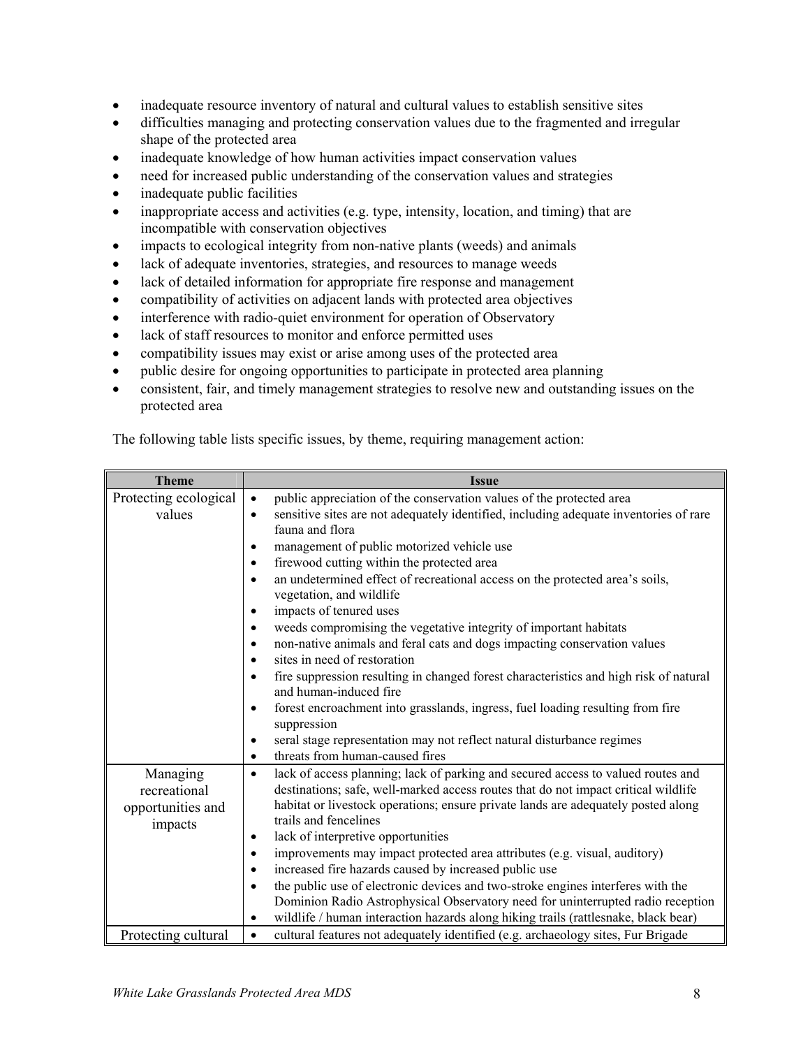- inadequate resource inventory of natural and cultural values to establish sensitive sites
- difficulties managing and protecting conservation values due to the fragmented and irregular shape of the protected area
- inadequate knowledge of how human activities impact conservation values
- need for increased public understanding of the conservation values and strategies
- inadequate public facilities
- inappropriate access and activities (e.g. type, intensity, location, and timing) that are incompatible with conservation objectives
- impacts to ecological integrity from non-native plants (weeds) and animals
- lack of adequate inventories, strategies, and resources to manage weeds
- lack of detailed information for appropriate fire response and management
- compatibility of activities on adjacent lands with protected area objectives
- interference with radio-quiet environment for operation of Observatory
- lack of staff resources to monitor and enforce permitted uses
- compatibility issues may exist or arise among uses of the protected area
- public desire for ongoing opportunities to participate in protected area planning
- consistent, fair, and timely management strategies to resolve new and outstanding issues on the protected area

The following table lists specific issues, by theme, requiring management action:

| Theme | Issue |
|---|---|
| Protecting ecological values | • public appreciation of the conservation values of the protected area<br>• sensitive sites are not adequately identified, including adequate inventories of rare fauna and flora<br>• management of public motorized vehicle use<br>• firewood cutting within the protected area<br>• an undetermined effect of recreational access on the protected area's soils, vegetation, and wildlife<br>• impacts of tenured uses<br>• weeds compromising the vegetative integrity of important habitats<br>• non-native animals and feral cats and dogs impacting conservation values<br>• sites in need of restoration<br>• fire suppression resulting in changed forest characteristics and high risk of natural and human-induced fire<br>• forest encroachment into grasslands, ingress, fuel loading resulting from fire suppression<br>• seral stage representation may not reflect natural disturbance regimes<br>• threats from human-caused fires |
| Managing recreational opportunities and impacts | • lack of access planning; lack of parking and secured access to valued routes and destinations; safe, well-marked access routes that do not impact critical wildlife habitat or livestock operations; ensure private lands are adequately posted along trails and fencelines<br>• lack of interpretive opportunities<br>• improvements may impact protected area attributes (e.g. visual, auditory)<br>• increased fire hazards caused by increased public use<br>• the public use of electronic devices and two-stroke engines interferes with the Dominion Radio Astrophysical Observatory need for uninterrupted radio reception<br>• wildlife / human interaction hazards along hiking trails (rattlesnake, black bear) |
| Protecting cultural | • cultural features not adequately identified (e.g. archaeology sites, Fur Brigade |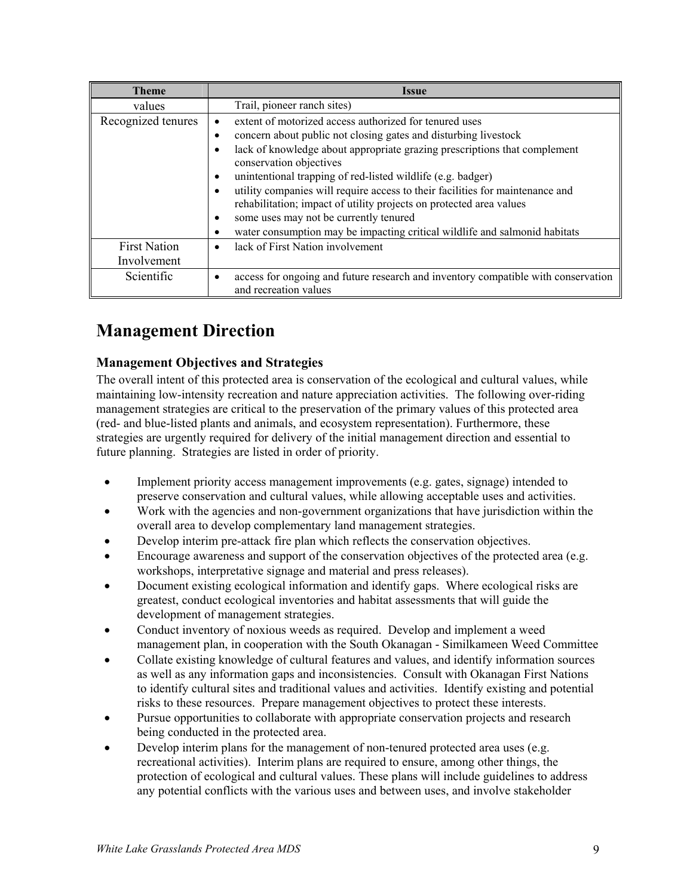| Theme | Issue |
|---|---|
| values | Trail, pioneer ranch sites) |
| Recognized tenures | • extent of motorized access authorized for tenured uses<br>• concern about public not closing gates and disturbing livestock<br>• lack of knowledge about appropriate grazing prescriptions that complement conservation objectives<br>• unintentional trapping of red-listed wildlife (e.g. badger)<br>• utility companies will require access to their facilities for maintenance and rehabilitation; impact of utility projects on protected area values<br>• some uses may not be currently tenured<br>• water consumption may be impacting critical wildlife and salmonid habitats |
| First Nation Involvement | • lack of First Nation involvement |
| Scientific | • access for ongoing and future research and inventory compatible with conservation and recreation values |

# Management Direction

### Management Objectives and Strategies

The overall intent of this protected area is conservation of the ecological and cultural values, while maintaining low-intensity recreation and nature appreciation activities. The following over-riding management strategies are critical to the preservation of the primary values of this protected area (red- and blue-listed plants and animals, and ecosystem representation). Furthermore, these strategies are urgently required for delivery of the initial management direction and essential to future planning. Strategies are listed in order of priority.

- Implement priority access management improvements (e.g. gates, signage) intended to preserve conservation and cultural values, while allowing acceptable uses and activities.
- Work with the agencies and non-government organizations that have jurisdiction within the overall area to develop complementary land management strategies.
- Develop interim pre-attack fire plan which reflects the conservation objectives.
- Encourage awareness and support of the conservation objectives of the protected area (e.g. workshops, interpretative signage and material and press releases).
- Document existing ecological information and identify gaps. Where ecological risks are greatest, conduct ecological inventories and habitat assessments that will guide the development of management strategies.
- Conduct inventory of noxious weeds as required. Develop and implement a weed management plan, in cooperation with the South Okanagan - Similkameen Weed Committee
- Collate existing knowledge of cultural features and values, and identify information sources as well as any information gaps and inconsistencies. Consult with Okanagan First Nations to identify cultural sites and traditional values and activities. Identify existing and potential risks to these resources. Prepare management objectives to protect these interests.
- Pursue opportunities to collaborate with appropriate conservation projects and research being conducted in the protected area.
- Develop interim plans for the management of non-tenured protected area uses (e.g. recreational activities). Interim plans are required to ensure, among other things, the protection of ecological and cultural values. These plans will include guidelines to address any potential conflicts with the various uses and between uses, and involve stakeholder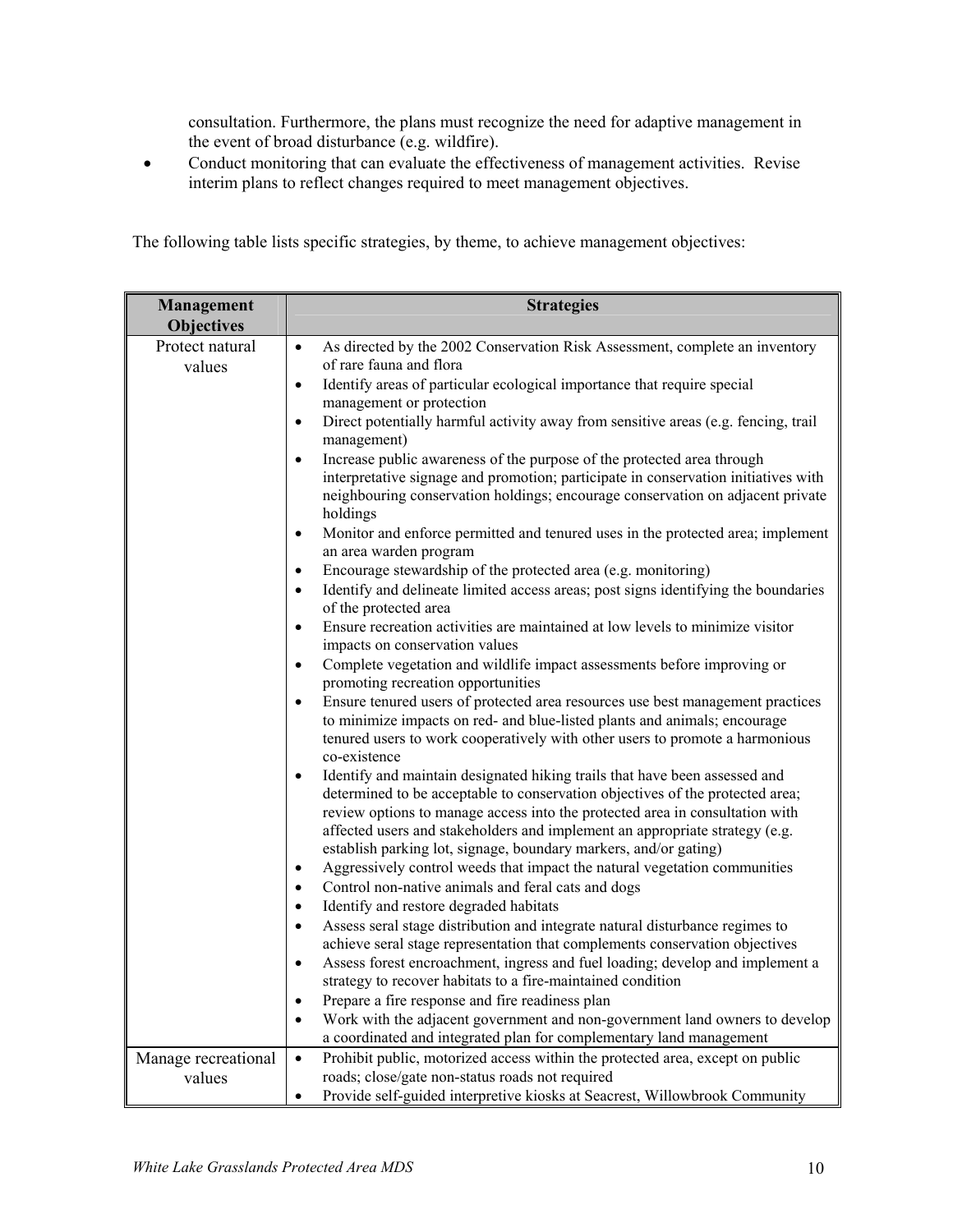consultation. Furthermore, the plans must recognize the need for adaptive management in the event of broad disturbance (e.g. wildfire).

- Conduct monitoring that can evaluate the effectiveness of management activities. Revise interim plans to reflect changes required to meet management objectives.

The following table lists specific strategies, by theme, to achieve management objectives:

| Management Objectives | Strategies |
|---|---|
| Protect natural values | • As directed by the 2002 Conservation Risk Assessment, complete an inventory of rare fauna and flora<br>• Identify areas of particular ecological importance that require special management or protection<br>• Direct potentially harmful activity away from sensitive areas (e.g. fencing, trail management)<br>• Increase public awareness of the purpose of the protected area through interpretative signage and promotion; participate in conservation initiatives with neighbouring conservation holdings; encourage conservation on adjacent private holdings<br>• Monitor and enforce permitted and tenured uses in the protected area; implement an area warden program<br>• Encourage stewardship of the protected area (e.g. monitoring)<br>• Identify and delineate limited access areas; post signs identifying the boundaries of the protected area<br>• Ensure recreation activities are maintained at low levels to minimize visitor impacts on conservation values<br>• Complete vegetation and wildlife impact assessments before improving or promoting recreation opportunities<br>• Ensure tenured users of protected area resources use best management practices to minimize impacts on red- and blue-listed plants and animals; encourage tenured users to work cooperatively with other users to promote a harmonious co-existence<br>• Identify and maintain designated hiking trails that have been assessed and determined to be acceptable to conservation objectives of the protected area; review options to manage access into the protected area in consultation with affected users and stakeholders and implement an appropriate strategy (e.g. establish parking lot, signage, boundary markers, and/or gating)<br>• Aggressively control weeds that impact the natural vegetation communities<br>• Control non-native animals and feral cats and dogs<br>• Identify and restore degraded habitats<br>• Assess seral stage distribution and integrate natural disturbance regimes to achieve seral stage representation that complements conservation objectives<br>• Assess forest encroachment, ingress and fuel loading; develop and implement a strategy to recover habitats to a fire-maintained condition<br>• Prepare a fire response and fire readiness plan<br>• Work with the adjacent government and non-government land owners to develop a coordinated and integrated plan for complementary land management |
| Manage recreational values | • Prohibit public, motorized access within the protected area, except on public roads; close/gate non-status roads not required<br>• Provide self-guided interpretive kiosks at Seacrest, Willowbrook Community |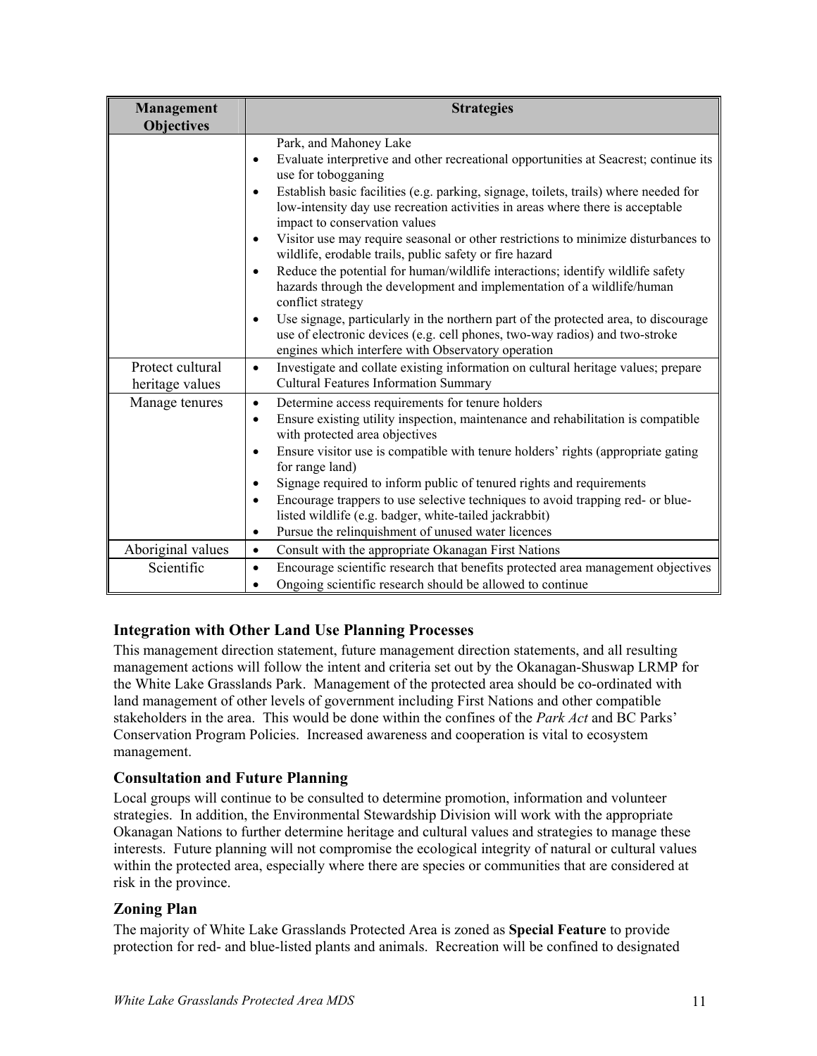| Management Objectives | Strategies |
|---|---|
| | Park, and Mahoney Lake<br>• Evaluate interpretive and other recreational opportunities at Seacrest; continue its use for tobogganing<br>• Establish basic facilities (e.g. parking, signage, toilets, trails) where needed for low-intensity day use recreation activities in areas where there is acceptable impact to conservation values<br>• Visitor use may require seasonal or other restrictions to minimize disturbances to wildlife, erodable trails, public safety or fire hazard<br>• Reduce the potential for human/wildlife interactions; identify wildlife safety hazards through the development and implementation of a wildlife/human conflict strategy<br>• Use signage, particularly in the northern part of the protected area, to discourage use of electronic devices (e.g. cell phones, two-way radios) and two-stroke engines which interfere with Observatory operation |
| Protect cultural heritage values | • Investigate and collate existing information on cultural heritage values; prepare Cultural Features Information Summary |
| Manage tenures | • Determine access requirements for tenure holders<br>• Ensure existing utility inspection, maintenance and rehabilitation is compatible with protected area objectives<br>• Ensure visitor use is compatible with tenure holders' rights (appropriate gating for range land)<br>• Signage required to inform public of tenured rights and requirements<br>• Encourage trappers to use selective techniques to avoid trapping red- or blue-listed wildlife (e.g. badger, white-tailed jackrabbit)<br>• Pursue the relinquishment of unused water licences |
| Aboriginal values | • Consult with the appropriate Okanagan First Nations |
| Scientific | • Encourage scientific research that benefits protected area management objectives<br>• Ongoing scientific research should be allowed to continue |

## Integration with Other Land Use Planning Processes

This management direction statement, future management direction statements, and all resulting management actions will follow the intent and criteria set out by the Okanagan-Shuswap LRMP for the White Lake Grasslands Park. Management of the protected area should be co-ordinated with land management of other levels of government including First Nations and other compatible stakeholders in the area. This would be done within the confines of the *Park Act* and BC Parks' Conservation Program Policies. Increased awareness and cooperation is vital to ecosystem management.

## Consultation and Future Planning

Local groups will continue to be consulted to determine promotion, information and volunteer strategies. In addition, the Environmental Stewardship Division will work with the appropriate Okanagan Nations to further determine heritage and cultural values and strategies to manage these interests. Future planning will not compromise the ecological integrity of natural or cultural values within the protected area, especially where there are species or communities that are considered at risk in the province.

## Zoning Plan

The majority of White Lake Grasslands Protected Area is zoned as **Special Feature** to provide protection for red- and blue-listed plants and animals. Recreation will be confined to designated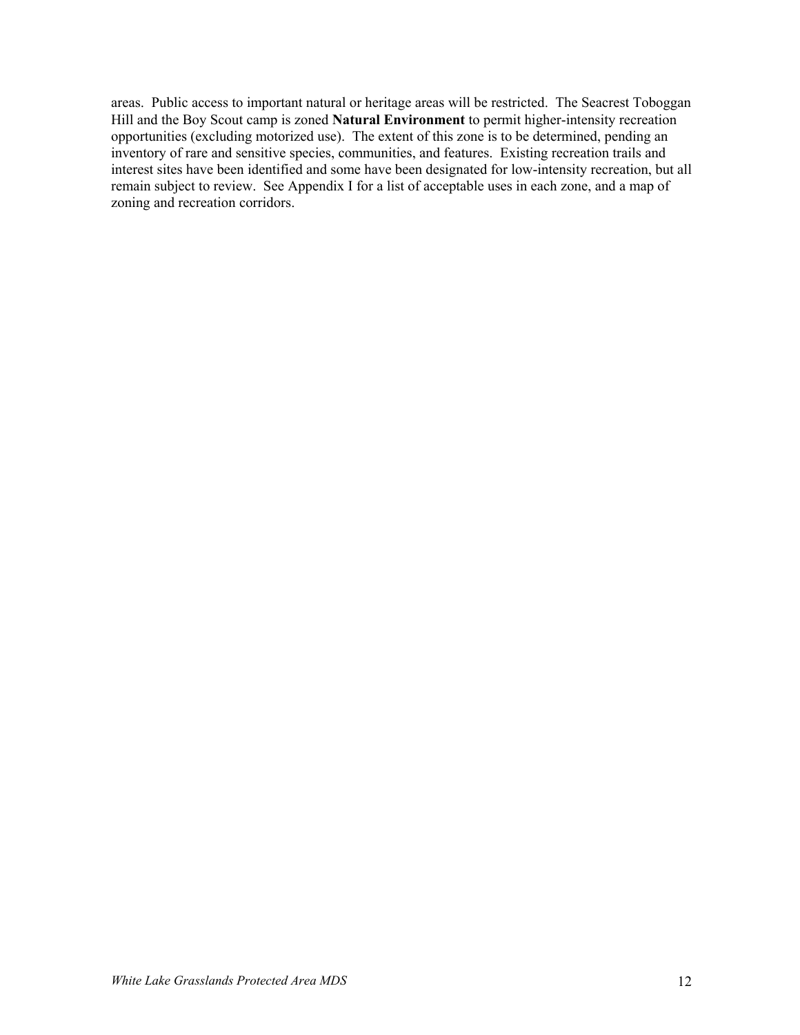areas. Public access to important natural or heritage areas will be restricted. The Seacrest Toboggan Hill and the Boy Scout camp is zoned **Natural Environment** to permit higher-intensity recreation opportunities (excluding motorized use). The extent of this zone is to be determined, pending an inventory of rare and sensitive species, communities, and features. Existing recreation trails and interest sites have been identified and some have been designated for low-intensity recreation, but all remain subject to review. See Appendix I for a list of acceptable uses in each zone, and a map of zoning and recreation corridors.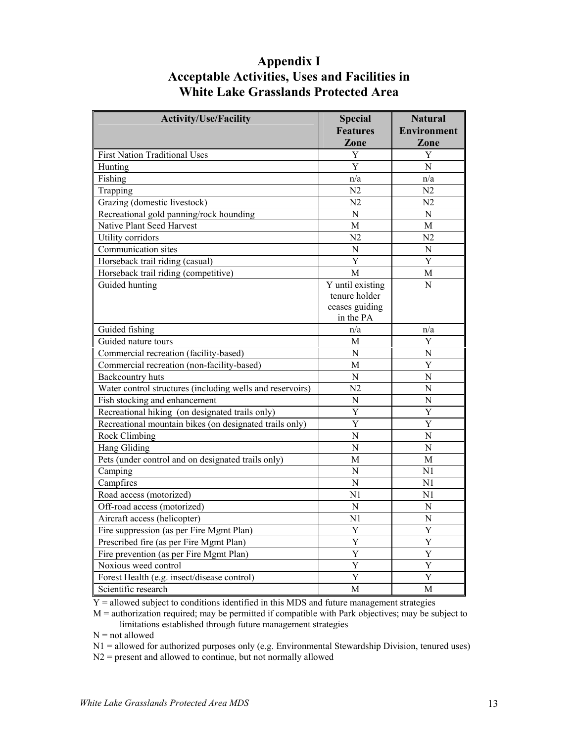# Appendix I
# Acceptable Activities, Uses and Facilities in White Lake Grasslands Protected Area

| Activity/Use/Facility | Special Features Zone | Natural Environment Zone |
|---|---|---|
| First Nation Traditional Uses | Y | Y |
| Hunting | Y | N |
| Fishing | n/a | n/a |
| Trapping | N2 | N2 |
| Grazing (domestic livestock) | N2 | N2 |
| Recreational gold panning/rock hounding | N | N |
| Native Plant Seed Harvest | M | M |
| Utility corridors | N2 | N2 |
| Communication sites | N | N |
| Horseback trail riding (casual) | Y | Y |
| Horseback trail riding (competitive) | M | M |
| Guided hunting | Y until existing tenure holder ceases guiding in the PA | N |
| Guided fishing | n/a | n/a |
| Guided nature tours | M | Y |
| Commercial recreation (facility-based) | N | N |
| Commercial recreation (non-facility-based) | M | Y |
| Backcountry huts | N | N |
| Water control structures (including wells and reservoirs) | N2 | N |
| Fish stocking and enhancement | N | N |
| Recreational hiking (on designated trails only) | Y | Y |
| Recreational mountain bikes (on designated trails only) | Y | Y |
| Rock Climbing | N | N |
| Hang Gliding | N | N |
| Pets (under control and on designated trails only) | M | M |
| Camping | N | N1 |
| Campfires | N | N1 |
| Road access (motorized) | N1 | N1 |
| Off-road access (motorized) | N | N |
| Aircraft access (helicopter) | N1 | N |
| Fire suppression (as per Fire Mgmt Plan) | Y | Y |
| Prescribed fire (as per Fire Mgmt Plan) | Y | Y |
| Fire prevention (as per Fire Mgmt Plan) | Y | Y |
| Noxious weed control | Y | Y |
| Forest Health (e.g. insect/disease control) | Y | Y |
| Scientific research | M | M |

Y = allowed subject to conditions identified in this MDS and future management strategies
M = authorization required; may be permitted if compatible with Park objectives; may be subject to limitations established through future management strategies
N = not allowed
N1 = allowed for authorized purposes only (e.g. Environmental Stewardship Division, tenured uses)
N2 = present and allowed to continue, but not normally allowed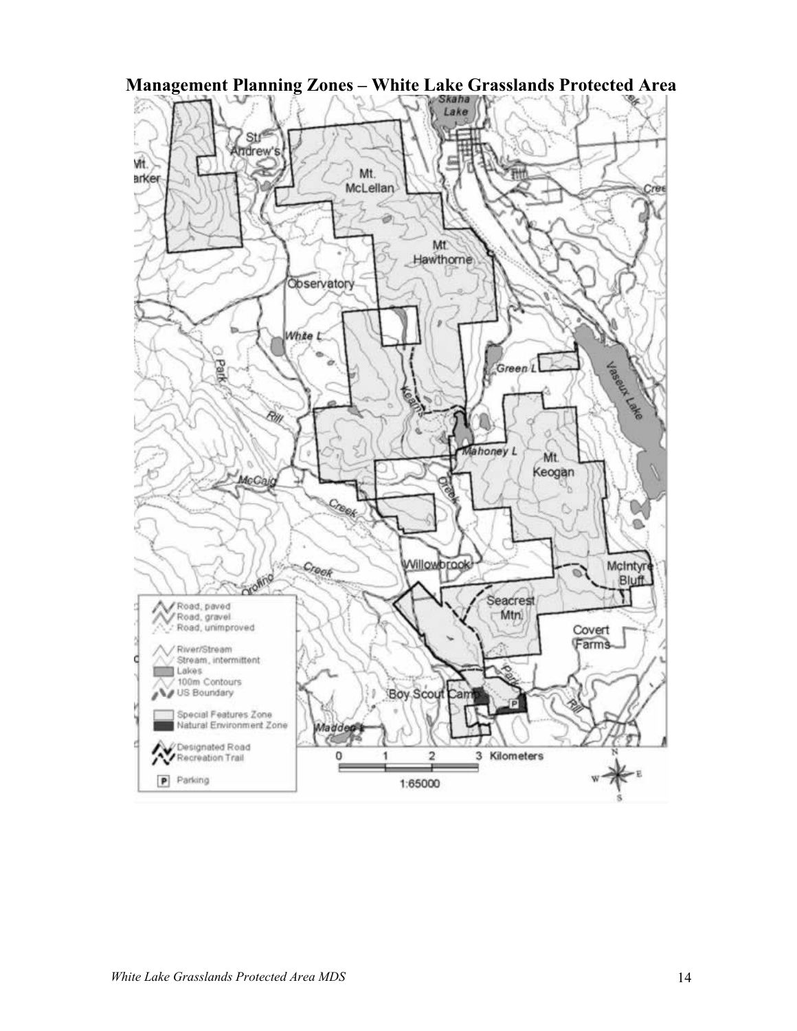**Management Planning Zones – White Lake Grasslands Protected Area**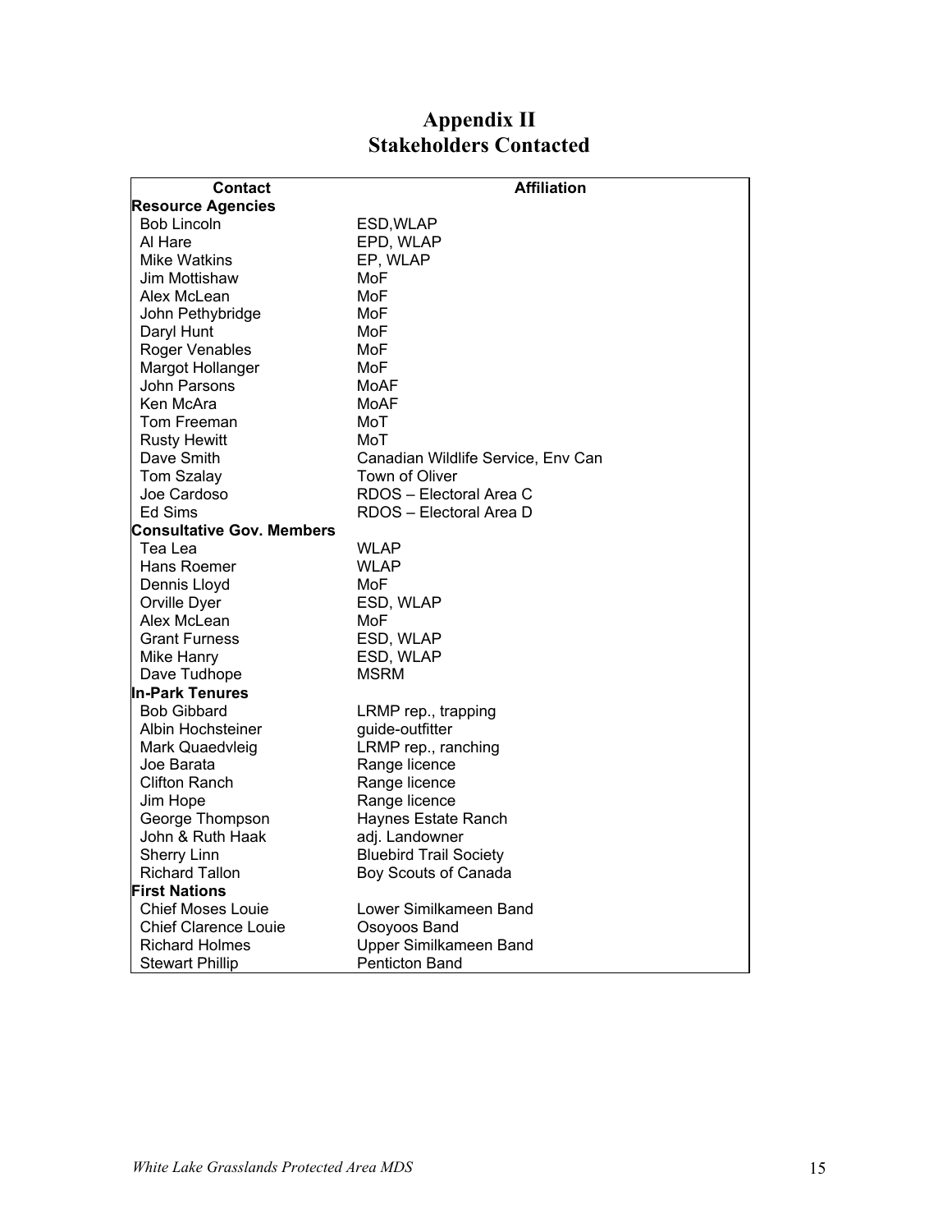# Appendix II
# Stakeholders Contacted

| Contact | Affiliation |
|---|---|
| **Resource Agencies** | |
| Bob Lincoln | ESD,WLAP |
| Al Hare | EPD, WLAP |
| Mike Watkins | EP, WLAP |
| Jim Mottishaw | MoF |
| Alex McLean | MoF |
| John Pethybridge | MoF |
| Daryl Hunt | MoF |
| Roger Venables | MoF |
| Margot Hollanger | MoF |
| John Parsons | MoAF |
| Ken McAra | MoAF |
| Tom Freeman | MoT |
| Rusty Hewitt | MoT |
| Dave Smith | Canadian Wildlife Service, Env Can |
| Tom Szalay | Town of Oliver |
| Joe Cardoso | RDOS – Electoral Area C |
| Ed Sims | RDOS – Electoral Area D |
| **Consultative Gov. Members** | |
| Tea Lea | WLAP |
| Hans Roemer | WLAP |
| Dennis Lloyd | MoF |
| Orville Dyer | ESD, WLAP |
| Alex McLean | MoF |
| Grant Furness | ESD, WLAP |
| Mike Hanry | ESD, WLAP |
| Dave Tudhope | MSRM |
| **In-Park Tenures** | |
| Bob Gibbard | LRMP rep., trapping |
| Albin Hochsteiner | guide-outfitter |
| Mark Quaedvleig | LRMP rep., ranching |
| Joe Barata | Range licence |
| Clifton Ranch | Range licence |
| Jim Hope | Range licence |
| George Thompson | Haynes Estate Ranch |
| John & Ruth Haak | adj. Landowner |
| Sherry Linn | Bluebird Trail Society |
| Richard Tallon | Boy Scouts of Canada |
| **First Nations** | |
| Chief Moses Louie | Lower Similkameen Band |
| Chief Clarence Louie | Osoyoos Band |
| Richard Holmes | Upper Similkameen Band |
| Stewart Phillip | Penticton Band |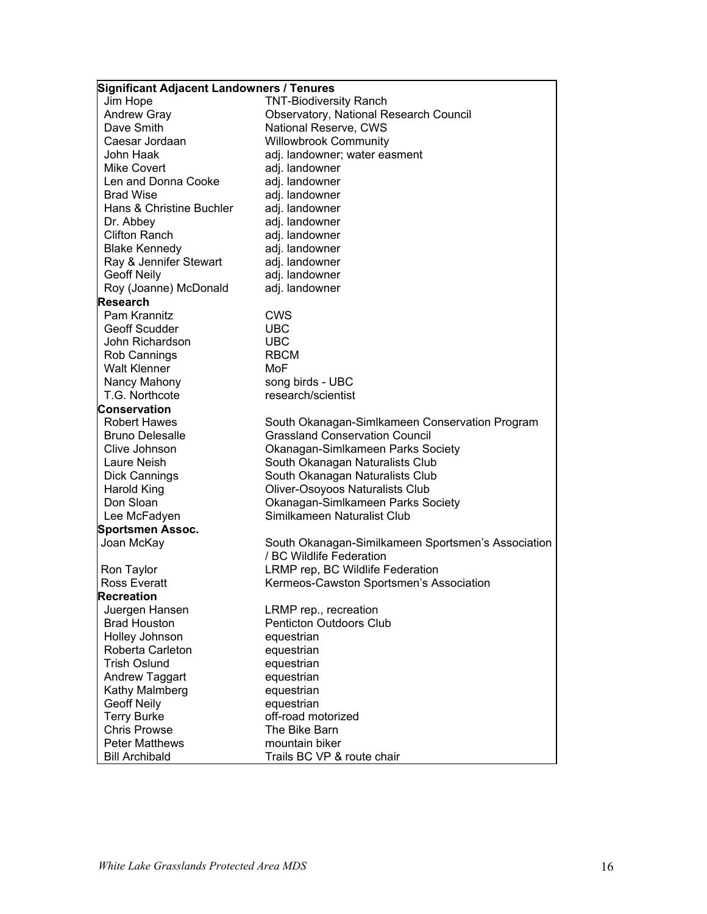| Significant Adjacent Landowners / Tenures | |
|---|---|
| Jim Hope | TNT-Biodiversity Ranch |
| Andrew Gray | Observatory, National Research Council |
| Dave Smith | National Reserve, CWS |
| Caesar Jordaan | Willowbrook Community |
| John Haak | adj. landowner; water easment |
| Mike Covert | adj. landowner |
| Len and Donna Cooke | adj. landowner |
| Brad Wise | adj. landowner |
| Hans & Christine Buchler | adj. landowner |
| Dr. Abbey | adj. landowner |
| Clifton Ranch | adj. landowner |
| Blake Kennedy | adj. landowner |
| Ray & Jennifer Stewart | adj. landowner |
| Geoff Neily | adj. landowner |
| Roy (Joanne) McDonald | adj. landowner |
| **Research** | |
| Pam Krannitz | CWS |
| Geoff Scudder | UBC |
| John Richardson | UBC |
| Rob Cannings | RBCM |
| Walt Klenner | MoF |
| Nancy Mahony | song birds - UBC |
| T.G. Northcote | research/scientist |
| **Conservation** | |
| Robert Hawes | South Okanagan-Simlkameen Conservation Program |
| Bruno Delesalle | Grassland Conservation Council |
| Clive Johnson | Okanagan-Simlkameen Parks Society |
| Laure Neish | South Okanagan Naturalists Club |
| Dick Cannings | South Okanagan Naturalists Club |
| Harold King | Oliver-Osoyoos Naturalists Club |
| Don Sloan | Okanagan-Simlkameen Parks Society |
| Lee McFadyen | Similkameen Naturalist Club |
| **Sportsmen Assoc.** | |
| Joan McKay | South Okanagan-Similkameen Sportsmen's Association / BC Wildlife Federation |
| Ron Taylor | LRMP rep, BC Wildlife Federation |
| Ross Everatt | Kermeos-Cawston Sportsmen's Association |
| **Recreation** | |
| Juergen Hansen | LRMP rep., recreation |
| Brad Houston | Penticton Outdoors Club |
| Holley Johnson | equestrian |
| Roberta Carleton | equestrian |
| Trish Oslund | equestrian |
| Andrew Taggart | equestrian |
| Kathy Malmberg | equestrian |
| Geoff Neily | equestrian |
| Terry Burke | off-road motorized |
| Chris Prowse | The Bike Barn |
| Peter Matthews | mountain biker |
| Bill Archibald | Trails BC VP & route chair |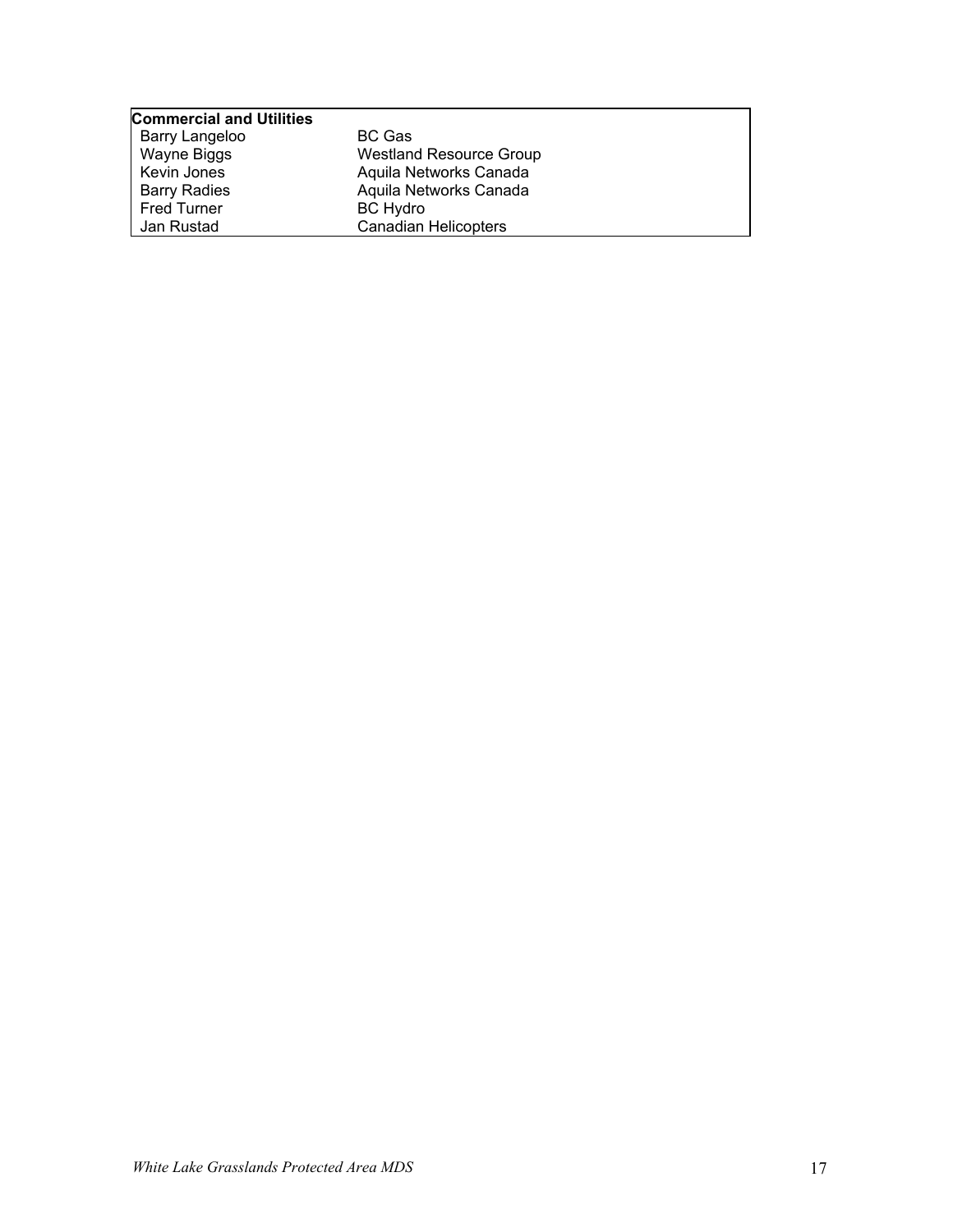| **Commercial and Utilities** | |
|---|---|
| Barry Langeloo | BC Gas |
| Wayne Biggs | Westland Resource Group |
| Kevin Jones | Aquila Networks Canada |
| Barry Radies | Aquila Networks Canada |
| Fred Turner | BC Hydro |
| Jan Rustad | Canadian Helicopters |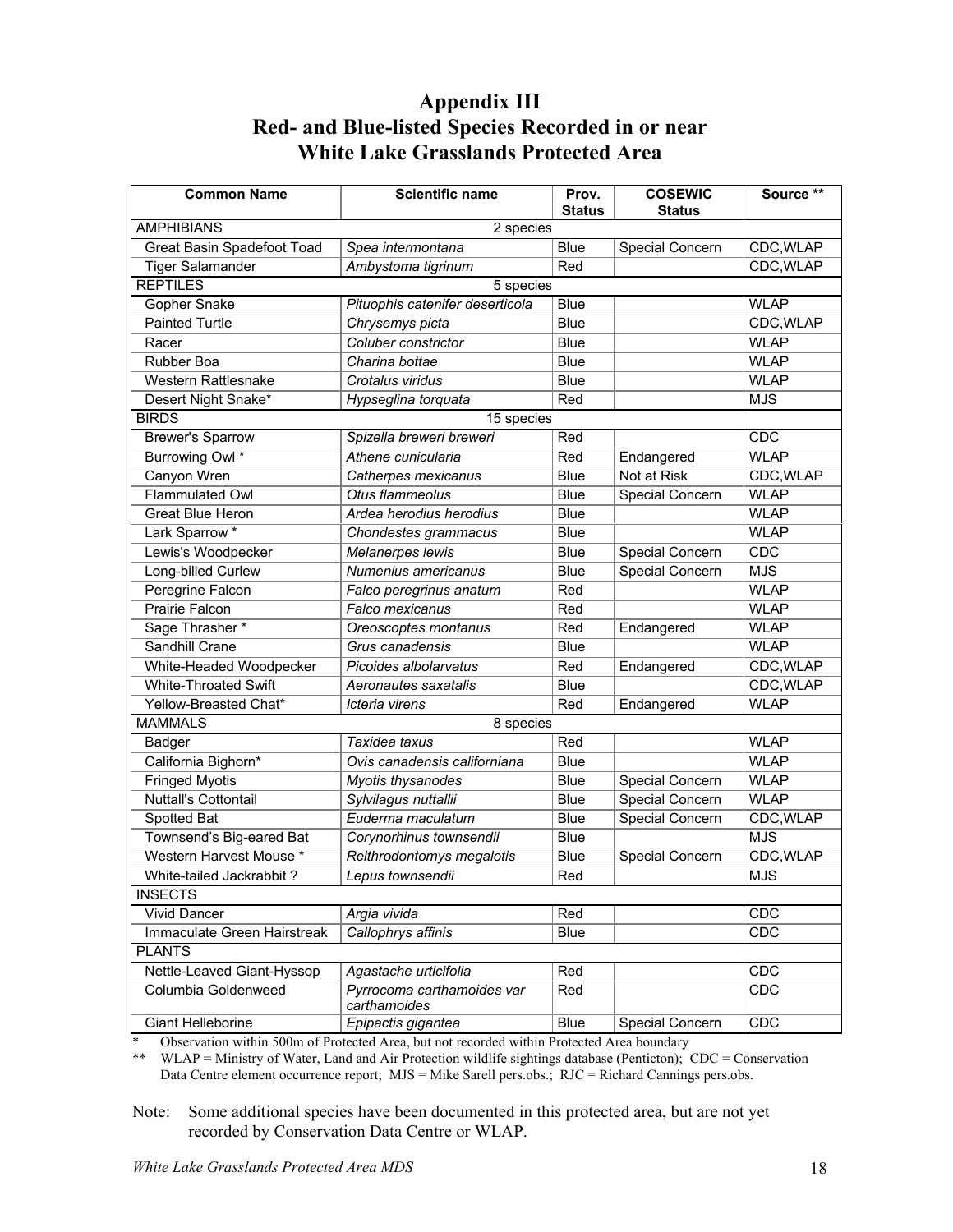# Appendix III
# Red- and Blue-listed Species Recorded in or near White Lake Grasslands Protected Area

| Common Name | Scientific name | Prov. Status | COSEWIC Status | Source ** |
|---|---|---|---|---|
| AMPHIBIANS | 2 species | | | |
| Great Basin Spadefoot Toad | *Spea intermontana* | Blue | Special Concern | CDC,WLAP |
| Tiger Salamander | *Ambystoma tigrinum* | Red | | CDC,WLAP |
| REPTILES | 5 species | | | |
| Gopher Snake | *Pituophis catenifer deserticola* | Blue | | WLAP |
| Painted Turtle | *Chrysemys picta* | Blue | | CDC,WLAP |
| Racer | *Coluber constrictor* | Blue | | WLAP |
| Rubber Boa | *Charina bottae* | Blue | | WLAP |
| Western Rattlesnake | *Crotalus viridus* | Blue | | WLAP |
| Desert Night Snake* | *Hypseglina torquata* | Red | | MJS |
| BIRDS | 15 species | | | |
| Brewer's Sparrow | *Spizella breweri breweri* | Red | | CDC |
| Burrowing Owl * | *Athene cunicularia* | Red | Endangered | WLAP |
| Canyon Wren | *Catherpes mexicanus* | Blue | Not at Risk | CDC,WLAP |
| Flammulated Owl | *Otus flammeolus* | Blue | Special Concern | WLAP |
| Great Blue Heron | *Ardea herodius herodius* | Blue | | WLAP |
| Lark Sparrow * | *Chondestes grammacus* | Blue | | WLAP |
| Lewis's Woodpecker | *Melanerpes lewis* | Blue | Special Concern | CDC |
| Long-billed Curlew | *Numenius americanus* | Blue | Special Concern | MJS |
| Peregrine Falcon | *Falco peregrinus anatum* | Red | | WLAP |
| Prairie Falcon | *Falco mexicanus* | Red | | WLAP |
| Sage Thrasher * | *Oreoscoptes montanus* | Red | Endangered | WLAP |
| Sandhill Crane | *Grus canadensis* | Blue | | WLAP |
| White-Headed Woodpecker | *Picoides albolarvatus* | Red | Endangered | CDC,WLAP |
| White-Throated Swift | *Aeronautes saxatalis* | Blue | | CDC,WLAP |
| Yellow-Breasted Chat* | *Icteria virens* | Red | Endangered | WLAP |
| MAMMALS | 8 species | | | |
| Badger | *Taxidea taxus* | Red | | WLAP |
| California Bighorn* | *Ovis canadensis californiana* | Blue | | WLAP |
| Fringed Myotis | *Myotis thysanodes* | Blue | Special Concern | WLAP |
| Nuttall's Cottontail | *Sylvilagus nuttallii* | Blue | Special Concern | WLAP |
| Spotted Bat | *Euderma maculatum* | Blue | Special Concern | CDC,WLAP |
| Townsend's Big-eared Bat | *Corynorhinus townsendii* | Blue | | MJS |
| Western Harvest Mouse * | *Reithrodontomys megalotis* | Blue | Special Concern | CDC,WLAP |
| White-tailed Jackrabbit ? | *Lepus townsendii* | Red | | MJS |
| INSECTS | | | | |
| Vivid Dancer | *Argia vivida* | Red | | CDC |
| Immaculate Green Hairstreak | *Callophrys affinis* | Blue | | CDC |
| PLANTS | | | | |
| Nettle-Leaved Giant-Hyssop | *Agastache urticifolia* | Red | | CDC |
| Columbia Goldenweed | *Pyrrocoma carthamoides var carthamoides* | Red | | CDC |
| Giant Helleborine | *Epipactis gigantea* | Blue | Special Concern | CDC |

\* Observation within 500m of Protected Area, but not recorded within Protected Area boundary

\*\* WLAP = Ministry of Water, Land and Air Protection wildlife sightings database (Penticton); CDC = Conservation Data Centre element occurrence report; MJS = Mike Sarell pers.obs.; RJC = Richard Cannings pers.obs.

Note: Some additional species have been documented in this protected area, but are not yet recorded by Conservation Data Centre or WLAP.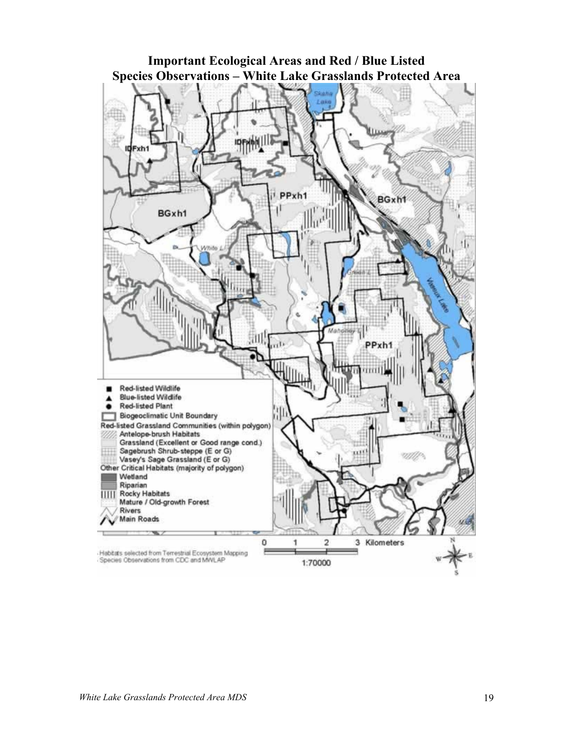# Important Ecological Areas and Red / Blue Listed Species Observations – White Lake Grasslands Protected Area

- Red-listed Wildlife
- Blue-listed Wildlife
- Red-listed Plant
- Biogeoclimatic Unit Boundary

Red-listed Grassland Communities (within polygon)
- Antelope-brush Habitats
- Grassland (Excellent or Good range cond.)
- Sagebrush Shrub-steppe (E or G)
- Vasey's Sage Grassland (E or G)

Other Critical Habitats (majority of polygon)
- Wetland
- Riparian
- Rocky Habitats
- Mature / Old-growth Forest
- Rivers
- Main Roads

0 1 2 3 Kilometers

1:70000

- Habitats selected from Terrestrial Ecosystem Mapping
- Species Observations from CDC and MWLAP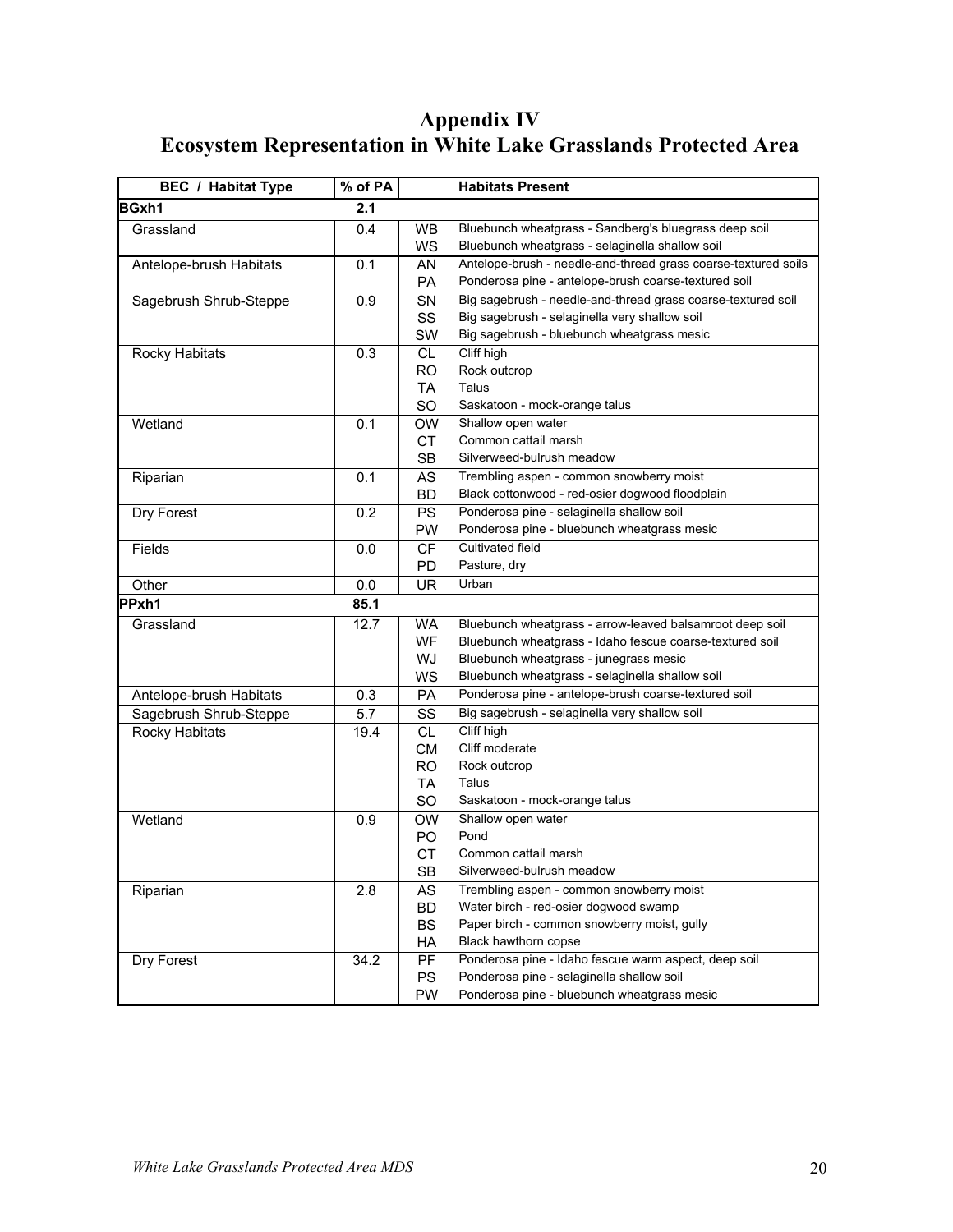# Appendix IV
# Ecosystem Representation in White Lake Grasslands Protected Area

| BEC / Habitat Type | % of PA | | Habitats Present |
|---|---|---|---|
| **BGxh1** | **2.1** | | |
| Grassland | 0.4 | WB | Bluebunch wheatgrass - Sandberg's bluegrass deep soil |
| | | WS | Bluebunch wheatgrass - selaginella shallow soil |
| Antelope-brush Habitats | 0.1 | AN | Antelope-brush - needle-and-thread grass coarse-textured soils |
| | | PA | Ponderosa pine - antelope-brush coarse-textured soil |
| Sagebrush Shrub-Steppe | 0.9 | SN | Big sagebrush - needle-and-thread grass coarse-textured soil |
| | | SS | Big sagebrush - selaginella very shallow soil |
| | | SW | Big sagebrush - bluebunch wheatgrass mesic |
| Rocky Habitats | 0.3 | CL | Cliff high |
| | | RO | Rock outcrop |
| | | TA | Talus |
| | | SO | Saskatoon - mock-orange talus |
| Wetland | 0.1 | OW | Shallow open water |
| | | CT | Common cattail marsh |
| | | SB | Silverweed-bulrush meadow |
| Riparian | 0.1 | AS | Trembling aspen - common snowberry moist |
| | | BD | Black cottonwood - red-osier dogwood floodplain |
| Dry Forest | 0.2 | PS | Ponderosa pine - selaginella shallow soil |
| | | PW | Ponderosa pine - bluebunch wheatgrass mesic |
| Fields | 0.0 | CF | Cultivated field |
| | | PD | Pasture, dry |
| Other | 0.0 | UR | Urban |
| **PPxh1** | **85.1** | | |
| Grassland | 12.7 | WA | Bluebunch wheatgrass - arrow-leaved balsamroot deep soil |
| | | WF | Bluebunch wheatgrass - Idaho fescue coarse-textured soil |
| | | WJ | Bluebunch wheatgrass - junegrass mesic |
| | | WS | Bluebunch wheatgrass - selaginella shallow soil |
| Antelope-brush Habitats | 0.3 | PA | Ponderosa pine - antelope-brush coarse-textured soil |
| Sagebrush Shrub-Steppe | 5.7 | SS | Big sagebrush - selaginella very shallow soil |
| Rocky Habitats | 19.4 | CL | Cliff high |
| | | CM | Cliff moderate |
| | | RO | Rock outcrop |
| | | TA | Talus |
| | | SO | Saskatoon - mock-orange talus |
| Wetland | 0.9 | OW | Shallow open water |
| | | PO | Pond |
| | | CT | Common cattail marsh |
| | | SB | Silverweed-bulrush meadow |
| Riparian | 2.8 | AS | Trembling aspen - common snowberry moist |
| | | BD | Water birch - red-osier dogwood swamp |
| | | BS | Paper birch - common snowberry moist, gully |
| | | HA | Black hawthorn copse |
| Dry Forest | 34.2 | PF | Ponderosa pine - Idaho fescue warm aspect, deep soil |
| | | PS | Ponderosa pine - selaginella shallow soil |
| | | PW | Ponderosa pine - bluebunch wheatgrass mesic |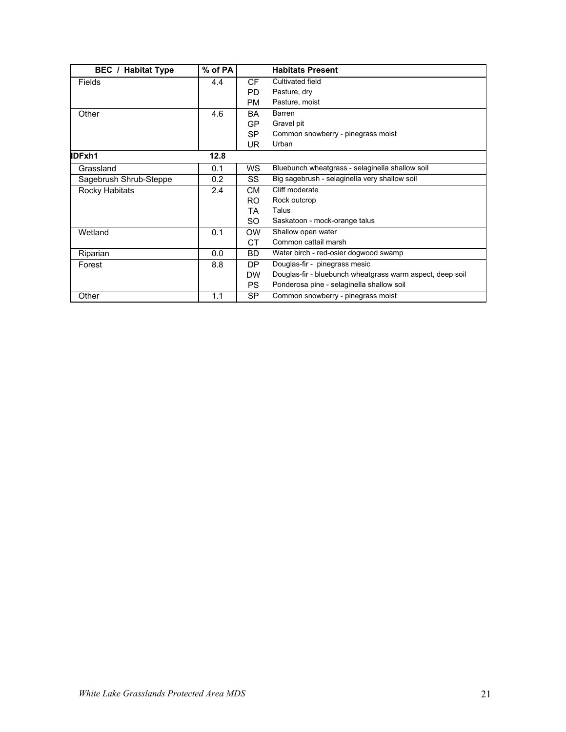| BEC / Habitat Type | % of PA | | Habitats Present |
|---|---|---|---|
| Fields | 4.4 | CF | Cultivated field |
| | | PD | Pasture, dry |
| | | PM | Pasture, moist |
| Other | 4.6 | BA | Barren |
| | | GP | Gravel pit |
| | | SP | Common snowberry - pinegrass moist |
| | | UR | Urban |
| **IDFxh1** | **12.8** | | |
| Grassland | 0.1 | WS | Bluebunch wheatgrass - selaginella shallow soil |
| Sagebrush Shrub-Steppe | 0.2 | SS | Big sagebrush - selaginella very shallow soil |
| Rocky Habitats | 2.4 | CM | Cliff moderate |
| | | RO | Rock outcrop |
| | | TA | Talus |
| | | SO | Saskatoon - mock-orange talus |
| Wetland | 0.1 | OW | Shallow open water |
| | | CT | Common cattail marsh |
| Riparian | 0.0 | BD | Water birch - red-osier dogwood swamp |
| Forest | 8.8 | DP | Douglas-fir - pinegrass mesic |
| | | DW | Douglas-fir - bluebunch wheatgrass warm aspect, deep soil |
| | | PS | Ponderosa pine - selaginella shallow soil |
| Other | 1.1 | SP | Common snowberry - pinegrass moist |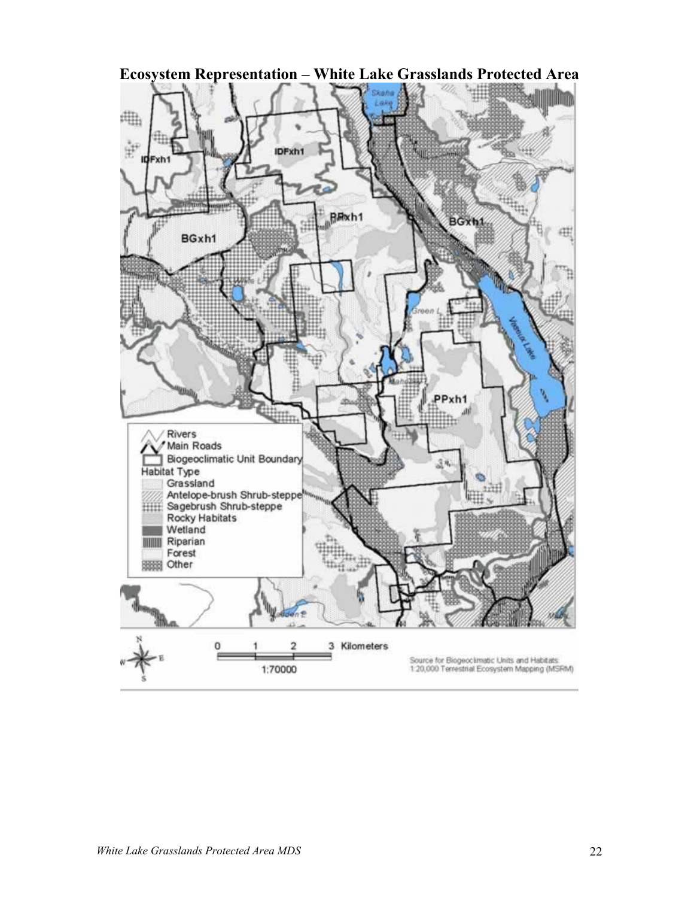**Ecosystem Representation – White Lake Grasslands Protected Area**

IDFxh1

IDFxh1

PPxh1

BGxh1

BGxh1

PPxh1

Skaha Lake

White L.

Green L.

Vaseux Lake

Mahoney L.

Madden L.

Rivers

Main Roads

Biogeoclimatic Unit Boundary

Habitat Type

Grassland

Antelope-brush Shrub-steppe

Sagebrush Shrub-steppe

Rocky Habitats

Wetland

Riparian

Forest

Other

N

W

E

S

0 1 2 3 Kilometers

1:70000

Source for Biogeoclimatic Units and Habitats: 1:20,000 Terrestrial Ecosystem Mapping (MSRM)